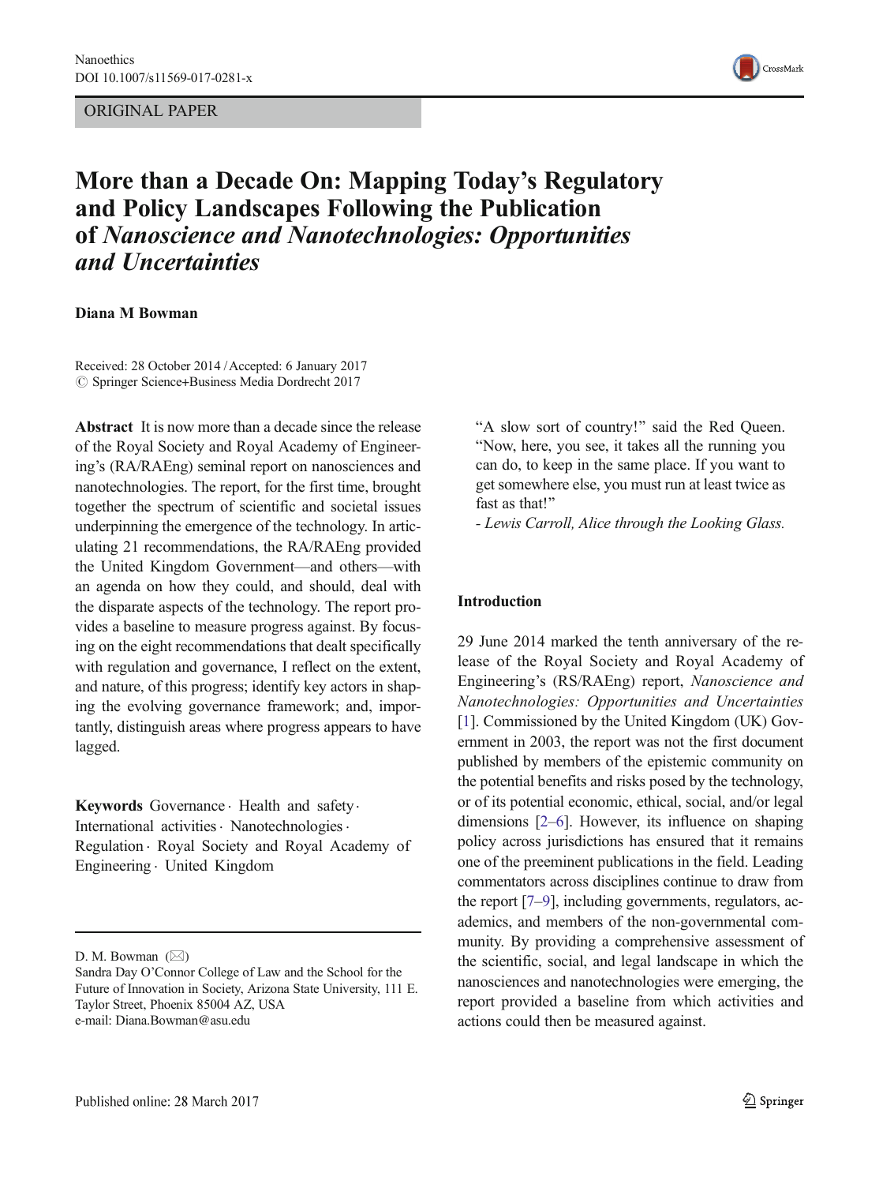Nanoethics
DOI 10.1007/s11569-017-0281-x

ORIGINAL PAPER

# More than a Decade On: Mapping Today's Regulatory and Policy Landscapes Following the Publication of *Nanoscience and Nanotechnologies: Opportunities and Uncertainties*

**Diana M Bowman**

Received: 28 October 2014 / Accepted: 6 January 2017
© Springer Science+Business Media Dordrecht 2017

**Abstract** It is now more than a decade since the release of the Royal Society and Royal Academy of Engineering's (RA/RAEng) seminal report on nanosciences and nanotechnologies. The report, for the first time, brought together the spectrum of scientific and societal issues underpinning the emergence of the technology. In articulating 21 recommendations, the RA/RAEng provided the United Kingdom Government—and others—with an agenda on how they could, and should, deal with the disparate aspects of the technology. The report provides a baseline to measure progress against. By focusing on the eight recommendations that dealt specifically with regulation and governance, I reflect on the extent, and nature, of this progress; identify key actors in shaping the evolving governance framework; and, importantly, distinguish areas where progress appears to have lagged.

**Keywords** Governance · Health and safety · International activities · Nanotechnologies · Regulation · Royal Society and Royal Academy of Engineering · United Kingdom

D. M. Bowman (✉)
Sandra Day O'Connor College of Law and the School for the Future of Innovation in Society, Arizona State University, 111 E. Taylor Street, Phoenix 85004 AZ, USA
e-mail: Diana.Bowman@asu.edu

> "A slow sort of country!" said the Red Queen. "Now, here, you see, it takes all the running you can do, to keep in the same place. If you want to get somewhere else, you must run at least twice as fast as that!"
>
> - *Lewis Carroll, Alice through the Looking Glass.*

## Introduction

29 June 2014 marked the tenth anniversary of the release of the Royal Society and Royal Academy of Engineering's (RS/RAEng) report, *Nanoscience and Nanotechnologies: Opportunities and Uncertainties* [1]. Commissioned by the United Kingdom (UK) Government in 2003, the report was not the first document published by members of the epistemic community on the potential benefits and risks posed by the technology, or of its potential economic, ethical, social, and/or legal dimensions [2–6]. However, its influence on shaping policy across jurisdictions has ensured that it remains one of the preeminent publications in the field. Leading commentators across disciplines continue to draw from the report [7–9], including governments, regulators, academics, and members of the non-governmental community. By providing a comprehensive assessment of the scientific, social, and legal landscape in which the nanosciences and nanotechnologies were emerging, the report provided a baseline from which activities and actions could then be measured against.

Published online: 28 March 2017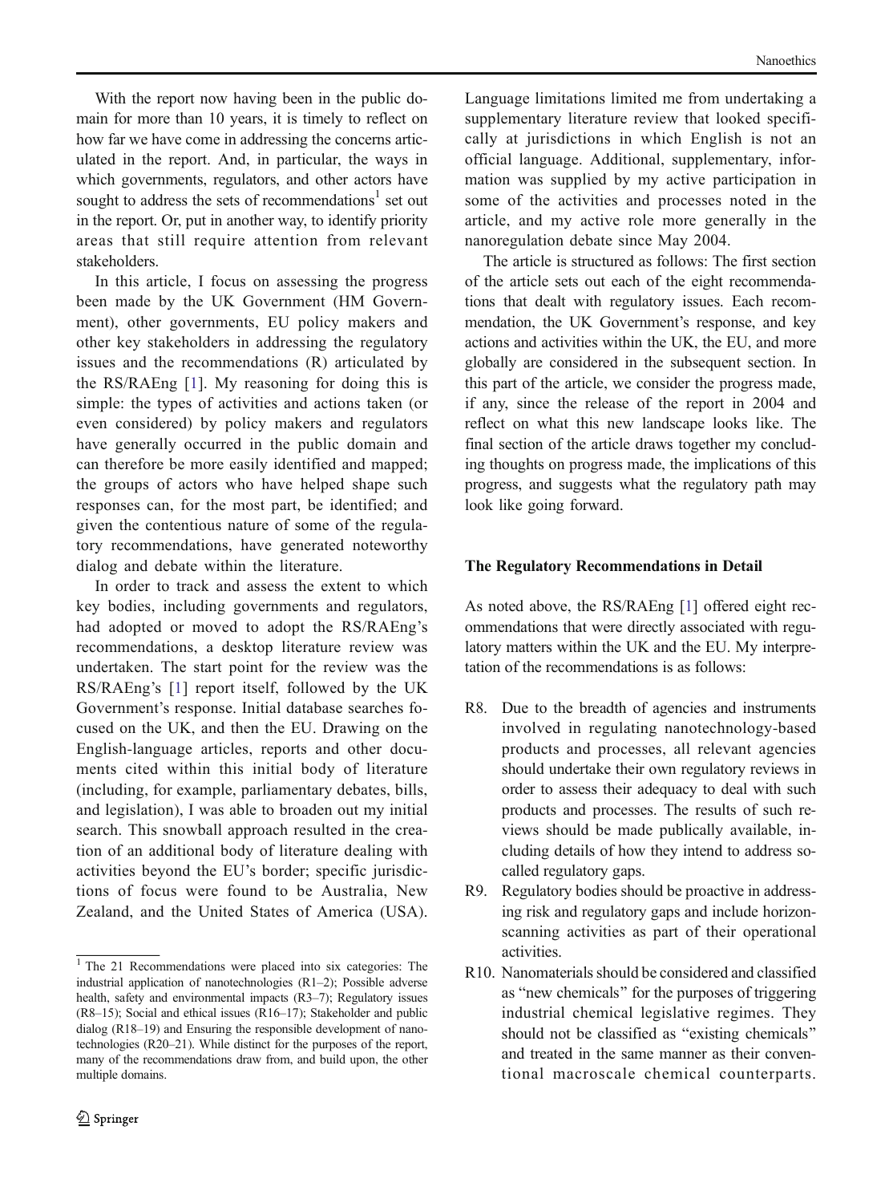With the report now having been in the public domain for more than 10 years, it is timely to reflect on how far we have come in addressing the concerns articulated in the report. And, in particular, the ways in which governments, regulators, and other actors have sought to address the sets of recommendations[1] set out in the report. Or, put in another way, to identify priority areas that still require attention from relevant stakeholders.

In this article, I focus on assessing the progress been made by the UK Government (HM Government), other governments, EU policy makers and other key stakeholders in addressing the regulatory issues and the recommendations (R) articulated by the RS/RAEng [1]. My reasoning for doing this is simple: the types of activities and actions taken (or even considered) by policy makers and regulators have generally occurred in the public domain and can therefore be more easily identified and mapped; the groups of actors who have helped shape such responses can, for the most part, be identified; and given the contentious nature of some of the regulatory recommendations, have generated noteworthy dialog and debate within the literature.

In order to track and assess the extent to which key bodies, including governments and regulators, had adopted or moved to adopt the RS/RAEng's recommendations, a desktop literature review was undertaken. The start point for the review was the RS/RAEng's [1] report itself, followed by the UK Government's response. Initial database searches focused on the UK, and then the EU. Drawing on the English-language articles, reports and other documents cited within this initial body of literature (including, for example, parliamentary debates, bills, and legislation), I was able to broaden out my initial search. This snowball approach resulted in the creation of an additional body of literature dealing with activities beyond the EU's border; specific jurisdictions of focus were found to be Australia, New Zealand, and the United States of America (USA). Language limitations limited me from undertaking a supplementary literature review that looked specifically at jurisdictions in which English is not an official language. Additional, supplementary, information was supplied by my active participation in some of the activities and processes noted in the article, and my active role more generally in the nanoregulation debate since May 2004.

The article is structured as follows: The first section of the article sets out each of the eight recommendations that dealt with regulatory issues. Each recommendation, the UK Government's response, and key actions and activities within the UK, the EU, and more globally are considered in the subsequent section. In this part of the article, we consider the progress made, if any, since the release of the report in 2004 and reflect on what this new landscape looks like. The final section of the article draws together my concluding thoughts on progress made, the implications of this progress, and suggests what the regulatory path may look like going forward.

## The Regulatory Recommendations in Detail

As noted above, the RS/RAEng [1] offered eight recommendations that were directly associated with regulatory matters within the UK and the EU. My interpretation of the recommendations is as follows:

- R8. Due to the breadth of agencies and instruments involved in regulating nanotechnology-based products and processes, all relevant agencies should undertake their own regulatory reviews in order to assess their adequacy to deal with such products and processes. The results of such reviews should be made publically available, including details of how they intend to address so-called regulatory gaps.
- R9. Regulatory bodies should be proactive in addressing risk and regulatory gaps and include horizon-scanning activities as part of their operational activities.
- R10. Nanomaterials should be considered and classified as "new chemicals" for the purposes of triggering industrial chemical legislative regimes. They should not be classified as "existing chemicals" and treated in the same manner as their conventional macroscale chemical counterparts.

[1] The 21 Recommendations were placed into six categories: The industrial application of nanotechnologies (R1–2); Possible adverse health, safety and environmental impacts (R3–7); Regulatory issues (R8–15); Social and ethical issues (R16–17); Stakeholder and public dialog (R18–19) and Ensuring the responsible development of nanotechnologies (R20–21). While distinct for the purposes of the report, many of the recommendations draw from, and build upon, the other multiple domains.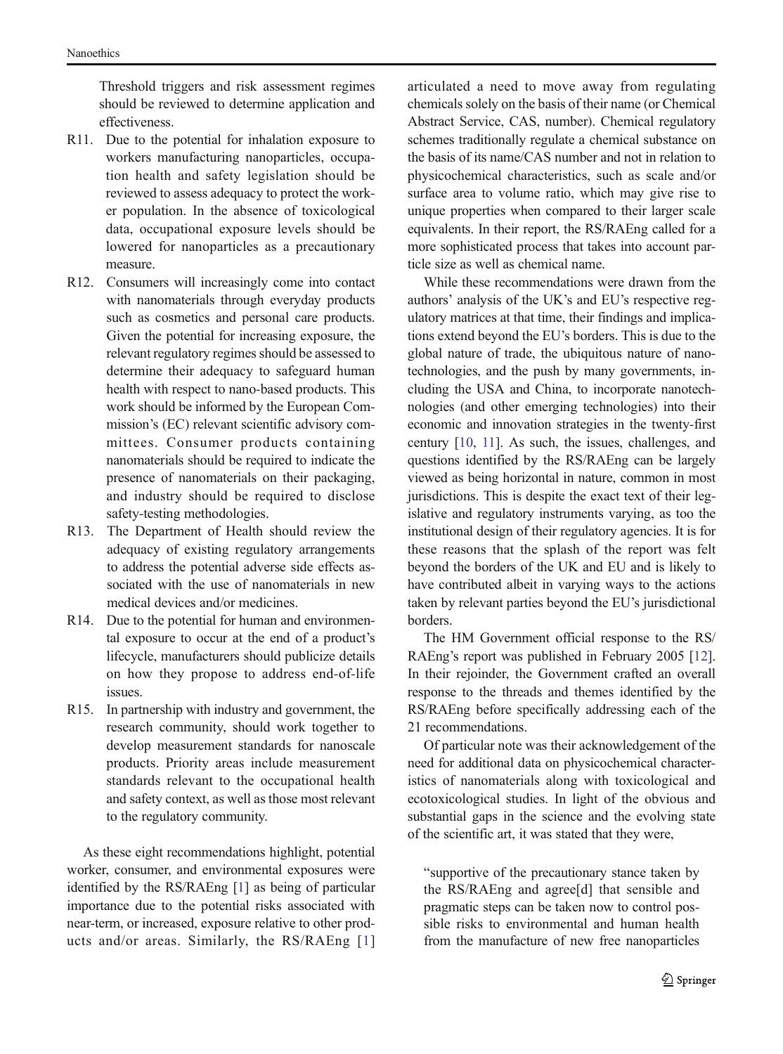Threshold triggers and risk assessment regimes should be reviewed to determine application and effectiveness.

R11. Due to the potential for inhalation exposure to workers manufacturing nanoparticles, occupation health and safety legislation should be reviewed to assess adequacy to protect the worker population. In the absence of toxicological data, occupational exposure levels should be lowered for nanoparticles as a precautionary measure.

R12. Consumers will increasingly come into contact with nanomaterials through everyday products such as cosmetics and personal care products. Given the potential for increasing exposure, the relevant regulatory regimes should be assessed to determine their adequacy to safeguard human health with respect to nano-based products. This work should be informed by the European Commission's (EC) relevant scientific advisory committees. Consumer products containing nanomaterials should be required to indicate the presence of nanomaterials on their packaging, and industry should be required to disclose safety-testing methodologies.

R13. The Department of Health should review the adequacy of existing regulatory arrangements to address the potential adverse side effects associated with the use of nanomaterials in new medical devices and/or medicines.

R14. Due to the potential for human and environmental exposure to occur at the end of a product's lifecycle, manufacturers should publicize details on how they propose to address end-of-life issues.

R15. In partnership with industry and government, the research community, should work together to develop measurement standards for nanoscale products. Priority areas include measurement standards relevant to the occupational health and safety context, as well as those most relevant to the regulatory community.

As these eight recommendations highlight, potential worker, consumer, and environmental exposures were identified by the RS/RAEng [1] as being of particular importance due to the potential risks associated with near-term, or increased, exposure relative to other products and/or areas. Similarly, the RS/RAEng [1] articulated a need to move away from regulating chemicals solely on the basis of their name (or Chemical Abstract Service, CAS, number). Chemical regulatory schemes traditionally regulate a chemical substance on the basis of its name/CAS number and not in relation to physicochemical characteristics, such as scale and/or surface area to volume ratio, which may give rise to unique properties when compared to their larger scale equivalents. In their report, the RS/RAEng called for a more sophisticated process that takes into account particle size as well as chemical name.

While these recommendations were drawn from the authors' analysis of the UK's and EU's respective regulatory matrices at that time, their findings and implications extend beyond the EU's borders. This is due to the global nature of trade, the ubiquitous nature of nanotechnologies, and the push by many governments, including the USA and China, to incorporate nanotechnologies (and other emerging technologies) into their economic and innovation strategies in the twenty-first century [10, 11]. As such, the issues, challenges, and questions identified by the RS/RAEng can be largely viewed as being horizontal in nature, common in most jurisdictions. This is despite the exact text of their legislative and regulatory instruments varying, as too the institutional design of their regulatory agencies. It is for these reasons that the splash of the report was felt beyond the borders of the UK and EU and is likely to have contributed albeit in varying ways to the actions taken by relevant parties beyond the EU's jurisdictional borders.

The HM Government official response to the RS/RAEng's report was published in February 2005 [12]. In their rejoinder, the Government crafted an overall response to the threads and themes identified by the RS/RAEng before specifically addressing each of the 21 recommendations.

Of particular note was their acknowledgement of the need for additional data on physicochemical characteristics of nanomaterials along with toxicological and ecotoxicological studies. In light of the obvious and substantial gaps in the science and the evolving state of the scientific art, it was stated that they were,

> "supportive of the precautionary stance taken by the RS/RAEng and agree[d] that sensible and pragmatic steps can be taken now to control possible risks to environmental and human health from the manufacture of new free nanoparticles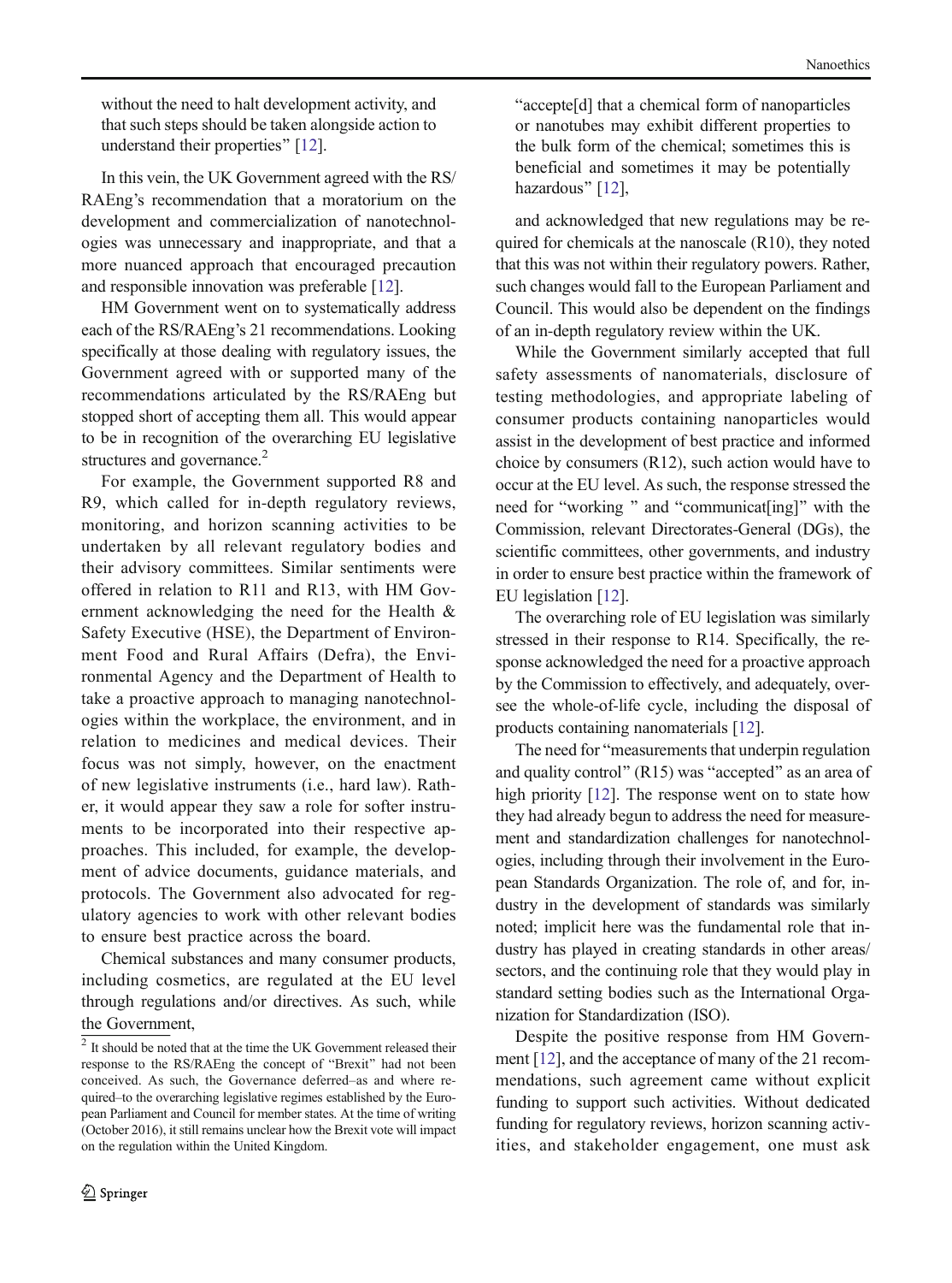without the need to halt development activity, and that such steps should be taken alongside action to understand their properties" [12].

In this vein, the UK Government agreed with the RS/RAEng's recommendation that a moratorium on the development and commercialization of nanotechnologies was unnecessary and inappropriate, and that a more nuanced approach that encouraged precaution and responsible innovation was preferable [12].

HM Government went on to systematically address each of the RS/RAEng's 21 recommendations. Looking specifically at those dealing with regulatory issues, the Government agreed with or supported many of the recommendations articulated by the RS/RAEng but stopped short of accepting them all. This would appear to be in recognition of the overarching EU legislative structures and governance.[2]

For example, the Government supported R8 and R9, which called for in-depth regulatory reviews, monitoring, and horizon scanning activities to be undertaken by all relevant regulatory bodies and their advisory committees. Similar sentiments were offered in relation to R11 and R13, with HM Government acknowledging the need for the Health & Safety Executive (HSE), the Department of Environment Food and Rural Affairs (Defra), the Environmental Agency and the Department of Health to take a proactive approach to managing nanotechnologies within the workplace, the environment, and in relation to medicines and medical devices. Their focus was not simply, however, on the enactment of new legislative instruments (i.e., hard law). Rather, it would appear they saw a role for softer instruments to be incorporated into their respective approaches. This included, for example, the development of advice documents, guidance materials, and protocols. The Government also advocated for regulatory agencies to work with other relevant bodies to ensure best practice across the board.

Chemical substances and many consumer products, including cosmetics, are regulated at the EU level through regulations and/or directives. As such, while the Government,

> "accepte[d] that a chemical form of nanoparticles or nanotubes may exhibit different properties to the bulk form of the chemical; sometimes this is beneficial and sometimes it may be potentially hazardous" [12],

and acknowledged that new regulations may be required for chemicals at the nanoscale (R10), they noted that this was not within their regulatory powers. Rather, such changes would fall to the European Parliament and Council. This would also be dependent on the findings of an in-depth regulatory review within the UK.

While the Government similarly accepted that full safety assessments of nanomaterials, disclosure of testing methodologies, and appropriate labeling of consumer products containing nanoparticles would assist in the development of best practice and informed choice by consumers (R12), such action would have to occur at the EU level. As such, the response stressed the need for "working " and "communicat[ing]" with the Commission, relevant Directorates-General (DGs), the scientific committees, other governments, and industry in order to ensure best practice within the framework of EU legislation [12].

The overarching role of EU legislation was similarly stressed in their response to R14. Specifically, the response acknowledged the need for a proactive approach by the Commission to effectively, and adequately, oversee the whole-of-life cycle, including the disposal of products containing nanomaterials [12].

The need for "measurements that underpin regulation and quality control" (R15) was "accepted" as an area of high priority [12]. The response went on to state how they had already begun to address the need for measurement and standardization challenges for nanotechnologies, including through their involvement in the European Standards Organization. The role of, and for, industry in the development of standards was similarly noted; implicit here was the fundamental role that industry has played in creating standards in other areas/sectors, and the continuing role that they would play in standard setting bodies such as the International Organization for Standardization (ISO).

Despite the positive response from HM Government [12], and the acceptance of many of the 21 recommendations, such agreement came without explicit funding to support such activities. Without dedicated funding for regulatory reviews, horizon scanning activities, and stakeholder engagement, one must ask

---

[2] It should be noted that at the time the UK Government released their response to the RS/RAEng the concept of "Brexit" had not been conceived. As such, the Governance deferred–as and where required–to the overarching legislative regimes established by the European Parliament and Council for member states. At the time of writing (October 2016), it still remains unclear how the Brexit vote will impact on the regulation within the United Kingdom.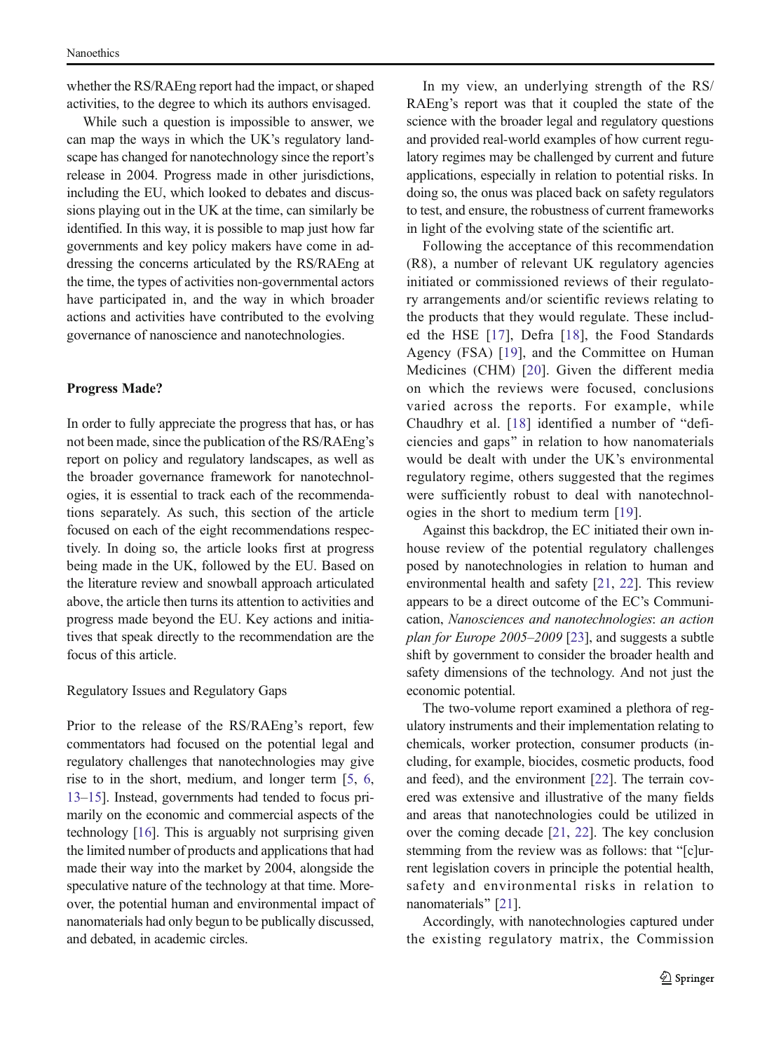whether the RS/RAEng report had the impact, or shaped activities, to the degree to which its authors envisaged.

While such a question is impossible to answer, we can map the ways in which the UK's regulatory landscape has changed for nanotechnology since the report's release in 2004. Progress made in other jurisdictions, including the EU, which looked to debates and discussions playing out in the UK at the time, can similarly be identified. In this way, it is possible to map just how far governments and key policy makers have come in addressing the concerns articulated by the RS/RAEng at the time, the types of activities non-governmental actors have participated in, and the way in which broader actions and activities have contributed to the evolving governance of nanoscience and nanotechnologies.

## Progress Made?

In order to fully appreciate the progress that has, or has not been made, since the publication of the RS/RAEng's report on policy and regulatory landscapes, as well as the broader governance framework for nanotechnologies, it is essential to track each of the recommendations separately. As such, this section of the article focused on each of the eight recommendations respectively. In doing so, the article looks first at progress being made in the UK, followed by the EU. Based on the literature review and snowball approach articulated above, the article then turns its attention to activities and progress made beyond the EU. Key actions and initiatives that speak directly to the recommendation are the focus of this article.

### Regulatory Issues and Regulatory Gaps

Prior to the release of the RS/RAEng's report, few commentators had focused on the potential legal and regulatory challenges that nanotechnologies may give rise to in the short, medium, and longer term [5, 6, 13–15]. Instead, governments had tended to focus primarily on the economic and commercial aspects of the technology [16]. This is arguably not surprising given the limited number of products and applications that had made their way into the market by 2004, alongside the speculative nature of the technology at that time. Moreover, the potential human and environmental impact of nanomaterials had only begun to be publically discussed, and debated, in academic circles.

In my view, an underlying strength of the RS/RAEng's report was that it coupled the state of the science with the broader legal and regulatory questions and provided real-world examples of how current regulatory regimes may be challenged by current and future applications, especially in relation to potential risks. In doing so, the onus was placed back on safety regulators to test, and ensure, the robustness of current frameworks in light of the evolving state of the scientific art.

Following the acceptance of this recommendation (R8), a number of relevant UK regulatory agencies initiated or commissioned reviews of their regulatory arrangements and/or scientific reviews relating to the products that they would regulate. These included the HSE [17], Defra [18], the Food Standards Agency (FSA) [19], and the Committee on Human Medicines (CHM) [20]. Given the different media on which the reviews were focused, conclusions varied across the reports. For example, while Chaudhry et al. [18] identified a number of "deficiencies and gaps" in relation to how nanomaterials would be dealt with under the UK's environmental regulatory regime, others suggested that the regimes were sufficiently robust to deal with nanotechnologies in the short to medium term [19].

Against this backdrop, the EC initiated their own in-house review of the potential regulatory challenges posed by nanotechnologies in relation to human and environmental health and safety [21, 22]. This review appears to be a direct outcome of the EC's Communication, *Nanosciences and nanotechnologies*: *an action plan for Europe 2005–2009* [23], and suggests a subtle shift by government to consider the broader health and safety dimensions of the technology. And not just the economic potential.

The two-volume report examined a plethora of regulatory instruments and their implementation relating to chemicals, worker protection, consumer products (including, for example, biocides, cosmetic products, food and feed), and the environment [22]. The terrain covered was extensive and illustrative of the many fields and areas that nanotechnologies could be utilized in over the coming decade [21, 22]. The key conclusion stemming from the review was as follows: that "[c]urrent legislation covers in principle the potential health, safety and environmental risks in relation to nanomaterials" [21].

Accordingly, with nanotechnologies captured under the existing regulatory matrix, the Commission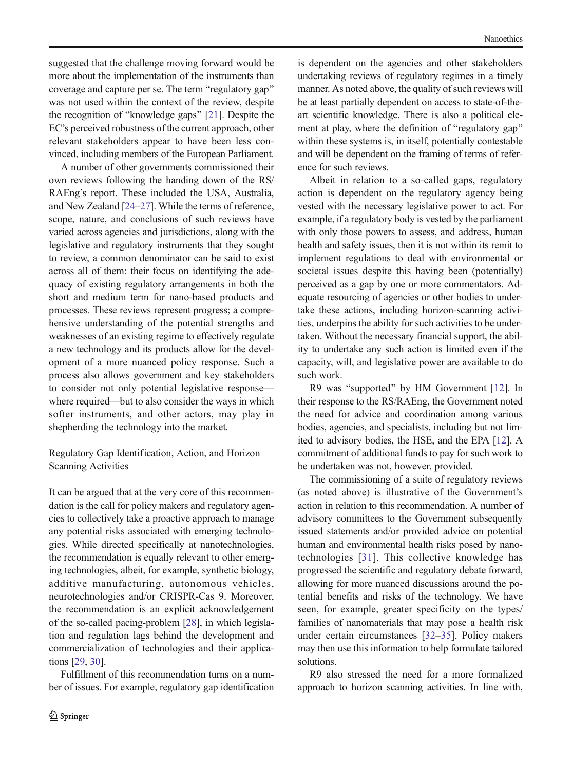suggested that the challenge moving forward would be more about the implementation of the instruments than coverage and capture per se. The term "regulatory gap" was not used within the context of the review, despite the recognition of "knowledge gaps" [21]. Despite the EC's perceived robustness of the current approach, other relevant stakeholders appear to have been less convinced, including members of the European Parliament.

A number of other governments commissioned their own reviews following the handing down of the RS/RAEng's report. These included the USA, Australia, and New Zealand [24–27]. While the terms of reference, scope, nature, and conclusions of such reviews have varied across agencies and jurisdictions, along with the legislative and regulatory instruments that they sought to review, a common denominator can be said to exist across all of them: their focus on identifying the adequacy of existing regulatory arrangements in both the short and medium term for nano-based products and processes. These reviews represent progress; a comprehensive understanding of the potential strengths and weaknesses of an existing regime to effectively regulate a new technology and its products allow for the development of a more nuanced policy response. Such a process also allows government and key stakeholders to consider not only potential legislative response—where required—but to also consider the ways in which softer instruments, and other actors, may play in shepherding the technology into the market.

### Regulatory Gap Identification, Action, and Horizon Scanning Activities

It can be argued that at the very core of this recommendation is the call for policy makers and regulatory agencies to collectively take a proactive approach to manage any potential risks associated with emerging technologies. While directed specifically at nanotechnologies, the recommendation is equally relevant to other emerging technologies, albeit, for example, synthetic biology, additive manufacturing, autonomous vehicles, neurotechnologies and/or CRISPR-Cas 9. Moreover, the recommendation is an explicit acknowledgement of the so-called pacing-problem [28], in which legislation and regulation lags behind the development and commercialization of technologies and their applications [29, 30].

Fulfillment of this recommendation turns on a number of issues. For example, regulatory gap identification is dependent on the agencies and other stakeholders undertaking reviews of regulatory regimes in a timely manner. As noted above, the quality of such reviews will be at least partially dependent on access to state-of-the-art scientific knowledge. There is also a political element at play, where the definition of "regulatory gap" within these systems is, in itself, potentially contestable and will be dependent on the framing of terms of reference for such reviews.

Albeit in relation to a so-called gaps, regulatory action is dependent on the regulatory agency being vested with the necessary legislative power to act. For example, if a regulatory body is vested by the parliament with only those powers to assess, and address, human health and safety issues, then it is not within its remit to implement regulations to deal with environmental or societal issues despite this having been (potentially) perceived as a gap by one or more commentators. Adequate resourcing of agencies or other bodies to undertake these actions, including horizon-scanning activities, underpins the ability for such activities to be undertaken. Without the necessary financial support, the ability to undertake any such action is limited even if the capacity, will, and legislative power are available to do such work.

R9 was "supported" by HM Government [12]. In their response to the RS/RAEng, the Government noted the need for advice and coordination among various bodies, agencies, and specialists, including but not limited to advisory bodies, the HSE, and the EPA [12]. A commitment of additional funds to pay for such work to be undertaken was not, however, provided.

The commissioning of a suite of regulatory reviews (as noted above) is illustrative of the Government's action in relation to this recommendation. A number of advisory committees to the Government subsequently issued statements and/or provided advice on potential human and environmental health risks posed by nanotechnologies [31]. This collective knowledge has progressed the scientific and regulatory debate forward, allowing for more nuanced discussions around the potential benefits and risks of the technology. We have seen, for example, greater specificity on the types/families of nanomaterials that may pose a health risk under certain circumstances [32–35]. Policy makers may then use this information to help formulate tailored solutions.

R9 also stressed the need for a more formalized approach to horizon scanning activities. In line with,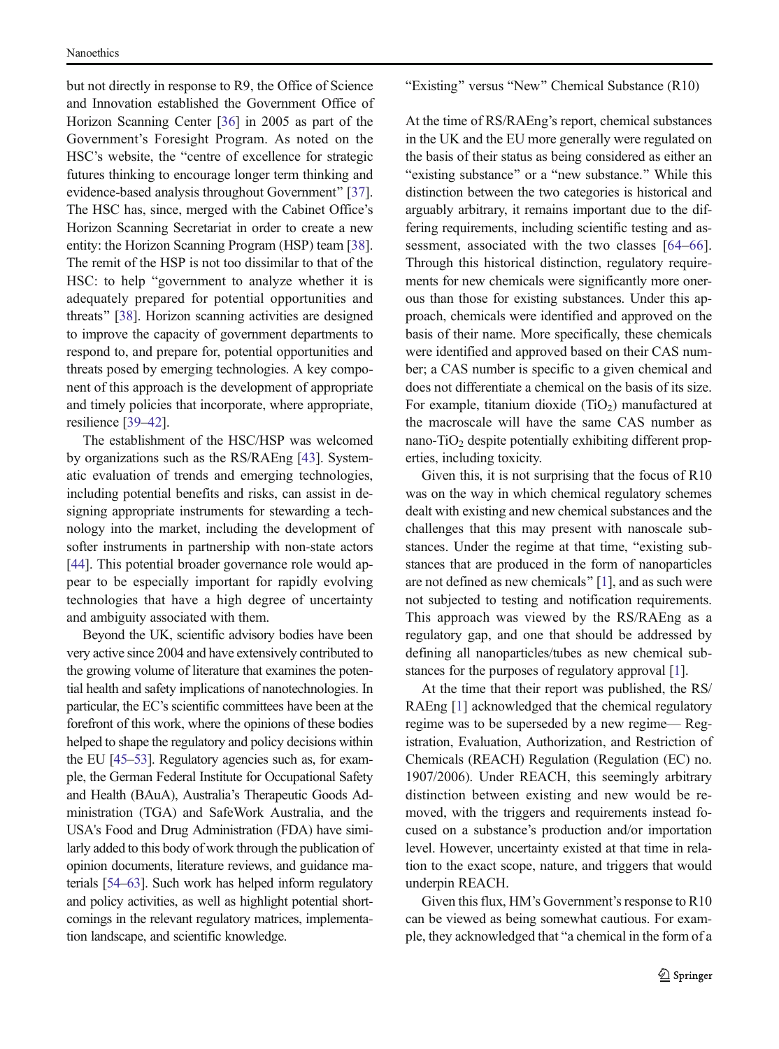but not directly in response to R9, the Office of Science and Innovation established the Government Office of Horizon Scanning Center [36] in 2005 as part of the Government's Foresight Program. As noted on the HSC's website, the "centre of excellence for strategic futures thinking to encourage longer term thinking and evidence-based analysis throughout Government" [37]. The HSC has, since, merged with the Cabinet Office's Horizon Scanning Secretariat in order to create a new entity: the Horizon Scanning Program (HSP) team [38]. The remit of the HSP is not too dissimilar to that of the HSC: to help "government to analyze whether it is adequately prepared for potential opportunities and threats" [38]. Horizon scanning activities are designed to improve the capacity of government departments to respond to, and prepare for, potential opportunities and threats posed by emerging technologies. A key component of this approach is the development of appropriate and timely policies that incorporate, where appropriate, resilience [39–42].

The establishment of the HSC/HSP was welcomed by organizations such as the RS/RAEng [43]. Systematic evaluation of trends and emerging technologies, including potential benefits and risks, can assist in designing appropriate instruments for stewarding a technology into the market, including the development of softer instruments in partnership with non-state actors [44]. This potential broader governance role would appear to be especially important for rapidly evolving technologies that have a high degree of uncertainty and ambiguity associated with them.

Beyond the UK, scientific advisory bodies have been very active since 2004 and have extensively contributed to the growing volume of literature that examines the potential health and safety implications of nanotechnologies. In particular, the EC's scientific committees have been at the forefront of this work, where the opinions of these bodies helped to shape the regulatory and policy decisions within the EU [45–53]. Regulatory agencies such as, for example, the German Federal Institute for Occupational Safety and Health (BAuA), Australia's Therapeutic Goods Administration (TGA) and SafeWork Australia, and the USA's Food and Drug Administration (FDA) have similarly added to this body of work through the publication of opinion documents, literature reviews, and guidance materials [54–63]. Such work has helped inform regulatory and policy activities, as well as highlight potential shortcomings in the relevant regulatory matrices, implementation landscape, and scientific knowledge.

### "Existing" versus "New" Chemical Substance (R10)

At the time of RS/RAEng's report, chemical substances in the UK and the EU more generally were regulated on the basis of their status as being considered as either an "existing substance" or a "new substance." While this distinction between the two categories is historical and arguably arbitrary, it remains important due to the differing requirements, including scientific testing and assessment, associated with the two classes [64–66]. Through this historical distinction, regulatory requirements for new chemicals were significantly more onerous than those for existing substances. Under this approach, chemicals were identified and approved on the basis of their name. More specifically, these chemicals were identified and approved based on their CAS number; a CAS number is specific to a given chemical and does not differentiate a chemical on the basis of its size. For example, titanium dioxide ($TiO_2$) manufactured at the macroscale will have the same CAS number as nano-$TiO_2$ despite potentially exhibiting different properties, including toxicity.

Given this, it is not surprising that the focus of R10 was on the way in which chemical regulatory schemes dealt with existing and new chemical substances and the challenges that this may present with nanoscale substances. Under the regime at that time, "existing substances that are produced in the form of nanoparticles are not defined as new chemicals" [1], and as such were not subjected to testing and notification requirements. This approach was viewed by the RS/RAEng as a regulatory gap, and one that should be addressed by defining all nanoparticles/tubes as new chemical substances for the purposes of regulatory approval [1].

At the time that their report was published, the RS/RAEng [1] acknowledged that the chemical regulatory regime was to be superseded by a new regime— Registration, Evaluation, Authorization, and Restriction of Chemicals (REACH) Regulation (Regulation (EC) no. 1907/2006). Under REACH, this seemingly arbitrary distinction between existing and new would be removed, with the triggers and requirements instead focused on a substance's production and/or importation level. However, uncertainty existed at that time in relation to the exact scope, nature, and triggers that would underpin REACH.

Given this flux, HM's Government's response to R10 can be viewed as being somewhat cautious. For example, they acknowledged that "a chemical in the form of a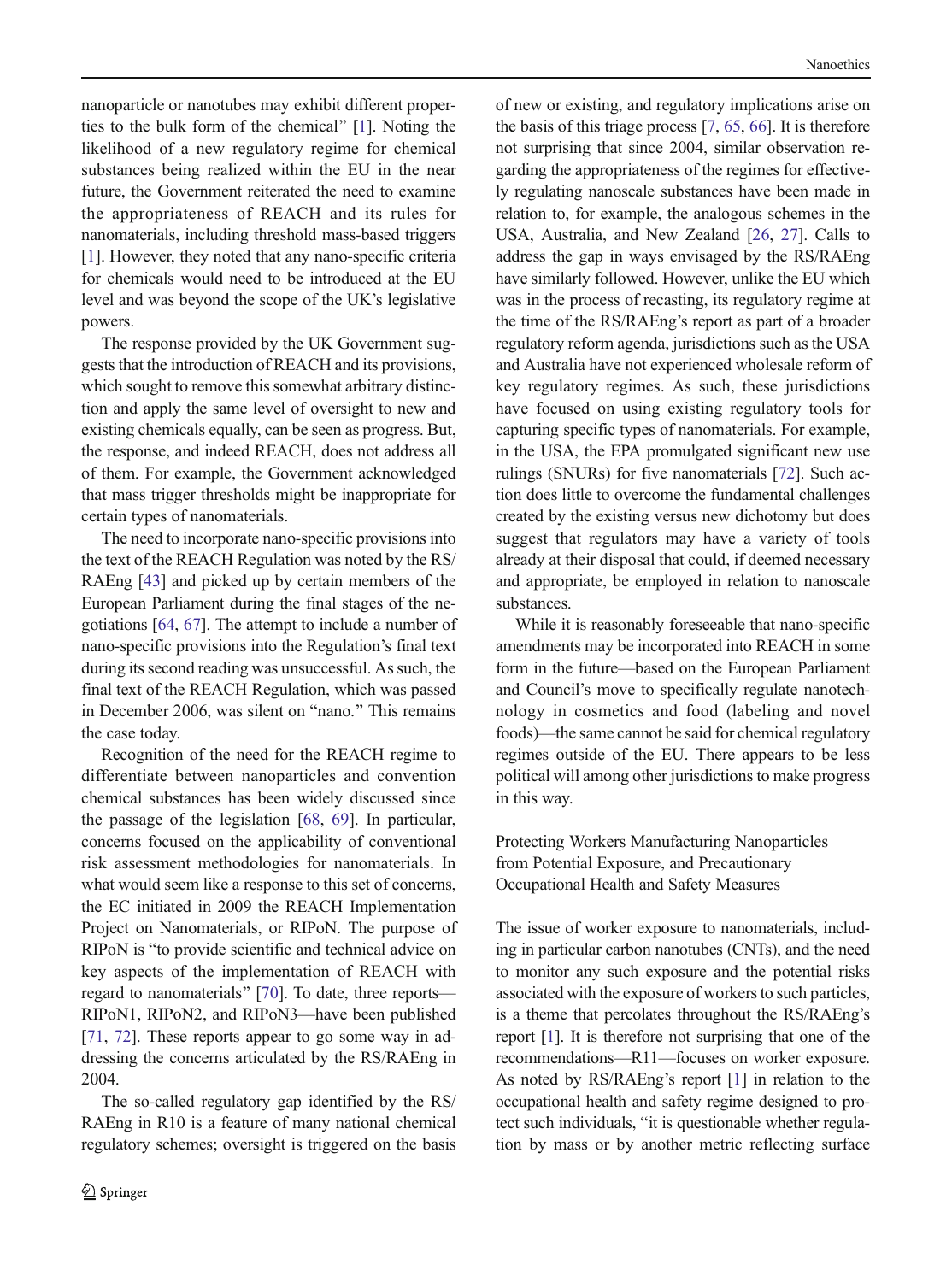nanoparticle or nanotubes may exhibit different properties to the bulk form of the chemical" [1]. Noting the likelihood of a new regulatory regime for chemical substances being realized within the EU in the near future, the Government reiterated the need to examine the appropriateness of REACH and its rules for nanomaterials, including threshold mass-based triggers [1]. However, they noted that any nano-specific criteria for chemicals would need to be introduced at the EU level and was beyond the scope of the UK's legislative powers.

The response provided by the UK Government suggests that the introduction of REACH and its provisions, which sought to remove this somewhat arbitrary distinction and apply the same level of oversight to new and existing chemicals equally, can be seen as progress. But, the response, and indeed REACH, does not address all of them. For example, the Government acknowledged that mass trigger thresholds might be inappropriate for certain types of nanomaterials.

The need to incorporate nano-specific provisions into the text of the REACH Regulation was noted by the RS/RAEng [43] and picked up by certain members of the European Parliament during the final stages of the negotiations [64, 67]. The attempt to include a number of nano-specific provisions into the Regulation's final text during its second reading was unsuccessful. As such, the final text of the REACH Regulation, which was passed in December 2006, was silent on "nano." This remains the case today.

Recognition of the need for the REACH regime to differentiate between nanoparticles and convention chemical substances has been widely discussed since the passage of the legislation [68, 69]. In particular, concerns focused on the applicability of conventional risk assessment methodologies for nanomaterials. In what would seem like a response to this set of concerns, the EC initiated in 2009 the REACH Implementation Project on Nanomaterials, or RIPoN. The purpose of RIPoN is "to provide scientific and technical advice on key aspects of the implementation of REACH with regard to nanomaterials" [70]. To date, three reports—RIPoN1, RIPoN2, and RIPoN3—have been published [71, 72]. These reports appear to go some way in addressing the concerns articulated by the RS/RAEng in 2004.

The so-called regulatory gap identified by the RS/RAEng in R10 is a feature of many national chemical regulatory schemes; oversight is triggered on the basis of new or existing, and regulatory implications arise on the basis of this triage process [7, 65, 66]. It is therefore not surprising that since 2004, similar observation regarding the appropriateness of the regimes for effectively regulating nanoscale substances have been made in relation to, for example, the analogous schemes in the USA, Australia, and New Zealand [26, 27]. Calls to address the gap in ways envisaged by the RS/RAEng have similarly followed. However, unlike the EU which was in the process of recasting, its regulatory regime at the time of the RS/RAEng's report as part of a broader regulatory reform agenda, jurisdictions such as the USA and Australia have not experienced wholesale reform of key regulatory regimes. As such, these jurisdictions have focused on using existing regulatory tools for capturing specific types of nanomaterials. For example, in the USA, the EPA promulgated significant new use rulings (SNURs) for five nanomaterials [72]. Such action does little to overcome the fundamental challenges created by the existing versus new dichotomy but does suggest that regulators may have a variety of tools already at their disposal that could, if deemed necessary and appropriate, be employed in relation to nanoscale substances.

While it is reasonably foreseeable that nano-specific amendments may be incorporated into REACH in some form in the future—based on the European Parliament and Council's move to specifically regulate nanotechnology in cosmetics and food (labeling and novel foods)—the same cannot be said for chemical regulatory regimes outside of the EU. There appears to be less political will among other jurisdictions to make progress in this way.

## Protecting Workers Manufacturing Nanoparticles from Potential Exposure, and Precautionary Occupational Health and Safety Measures

The issue of worker exposure to nanomaterials, including in particular carbon nanotubes (CNTs), and the need to monitor any such exposure and the potential risks associated with the exposure of workers to such particles, is a theme that percolates throughout the RS/RAEng's report [1]. It is therefore not surprising that one of the recommendations—R11—focuses on worker exposure. As noted by RS/RAEng's report [1] in relation to the occupational health and safety regime designed to protect such individuals, "it is questionable whether regulation by mass or by another metric reflecting surface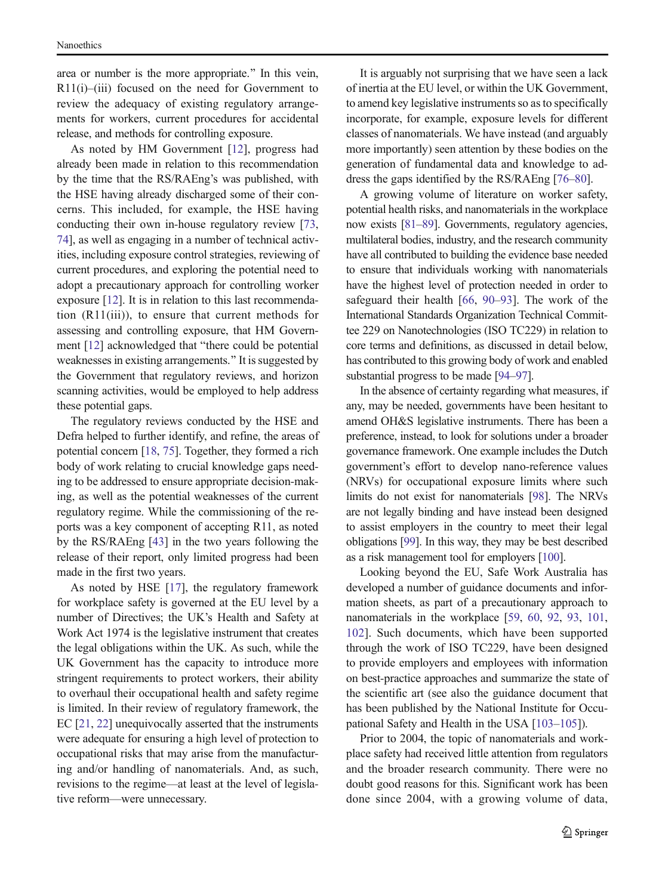area or number is the more appropriate." In this vein, R11(i)–(iii) focused on the need for Government to review the adequacy of existing regulatory arrangements for workers, current procedures for accidental release, and methods for controlling exposure.

As noted by HM Government [12], progress had already been made in relation to this recommendation by the time that the RS/RAEng's was published, with the HSE having already discharged some of their concerns. This included, for example, the HSE having conducting their own in-house regulatory review [73, 74], as well as engaging in a number of technical activities, including exposure control strategies, reviewing of current procedures, and exploring the potential need to adopt a precautionary approach for controlling worker exposure [12]. It is in relation to this last recommendation (R11(iii)), to ensure that current methods for assessing and controlling exposure, that HM Government [12] acknowledged that "there could be potential weaknesses in existing arrangements." It is suggested by the Government that regulatory reviews, and horizon scanning activities, would be employed to help address these potential gaps.

The regulatory reviews conducted by the HSE and Defra helped to further identify, and refine, the areas of potential concern [18, 75]. Together, they formed a rich body of work relating to crucial knowledge gaps needing to be addressed to ensure appropriate decision-making, as well as the potential weaknesses of the current regulatory regime. While the commissioning of the reports was a key component of accepting R11, as noted by the RS/RAEng [43] in the two years following the release of their report, only limited progress had been made in the first two years.

As noted by HSE [17], the regulatory framework for workplace safety is governed at the EU level by a number of Directives; the UK's Health and Safety at Work Act 1974 is the legislative instrument that creates the legal obligations within the UK. As such, while the UK Government has the capacity to introduce more stringent requirements to protect workers, their ability to overhaul their occupational health and safety regime is limited. In their review of regulatory framework, the EC [21, 22] unequivocally asserted that the instruments were adequate for ensuring a high level of protection to occupational risks that may arise from the manufacturing and/or handling of nanomaterials. And, as such, revisions to the regime—at least at the level of legislative reform—were unnecessary.

It is arguably not surprising that we have seen a lack of inertia at the EU level, or within the UK Government, to amend key legislative instruments so as to specifically incorporate, for example, exposure levels for different classes of nanomaterials. We have instead (and arguably more importantly) seen attention by these bodies on the generation of fundamental data and knowledge to address the gaps identified by the RS/RAEng [76–80].

A growing volume of literature on worker safety, potential health risks, and nanomaterials in the workplace now exists [81–89]. Governments, regulatory agencies, multilateral bodies, industry, and the research community have all contributed to building the evidence base needed to ensure that individuals working with nanomaterials have the highest level of protection needed in order to safeguard their health [66, 90–93]. The work of the International Standards Organization Technical Committee 229 on Nanotechnologies (ISO TC229) in relation to core terms and definitions, as discussed in detail below, has contributed to this growing body of work and enabled substantial progress to be made [94–97].

In the absence of certainty regarding what measures, if any, may be needed, governments have been hesitant to amend OH&S legislative instruments. There has been a preference, instead, to look for solutions under a broader governance framework. One example includes the Dutch government's effort to develop nano-reference values (NRVs) for occupational exposure limits where such limits do not exist for nanomaterials [98]. The NRVs are not legally binding and have instead been designed to assist employers in the country to meet their legal obligations [99]. In this way, they may be best described as a risk management tool for employers [100].

Looking beyond the EU, Safe Work Australia has developed a number of guidance documents and information sheets, as part of a precautionary approach to nanomaterials in the workplace [59, 60, 92, 93, 101, 102]. Such documents, which have been supported through the work of ISO TC229, have been designed to provide employers and employees with information on best-practice approaches and summarize the state of the scientific art (see also the guidance document that has been published by the National Institute for Occupational Safety and Health in the USA [103–105]).

Prior to 2004, the topic of nanomaterials and workplace safety had received little attention from regulators and the broader research community. There were no doubt good reasons for this. Significant work has been done since 2004, with a growing volume of data,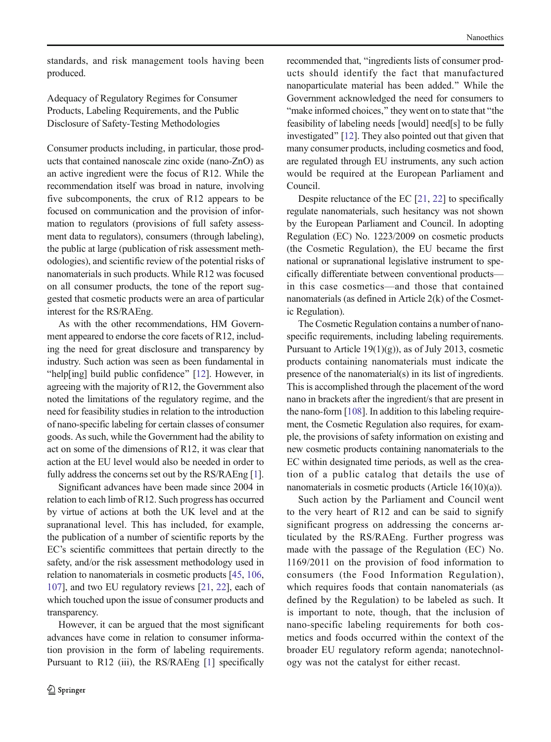standards, and risk management tools having been produced.

### Adequacy of Regulatory Regimes for Consumer Products, Labeling Requirements, and the Public Disclosure of Safety-Testing Methodologies

Consumer products including, in particular, those products that contained nanoscale zinc oxide (nano-ZnO) as an active ingredient were the focus of R12. While the recommendation itself was broad in nature, involving five subcomponents, the crux of R12 appears to be focused on communication and the provision of information to regulators (provisions of full safety assessment data to regulators), consumers (through labeling), the public at large (publication of risk assessment methodologies), and scientific review of the potential risks of nanomaterials in such products. While R12 was focused on all consumer products, the tone of the report suggested that cosmetic products were an area of particular interest for the RS/RAEng.

As with the other recommendations, HM Government appeared to endorse the core facets of R12, including the need for great disclosure and transparency by industry. Such action was seen as been fundamental in "help[ing] build public confidence" [12]. However, in agreeing with the majority of R12, the Government also noted the limitations of the regulatory regime, and the need for feasibility studies in relation to the introduction of nano-specific labeling for certain classes of consumer goods. As such, while the Government had the ability to act on some of the dimensions of R12, it was clear that action at the EU level would also be needed in order to fully address the concerns set out by the RS/RAEng [1].

Significant advances have been made since 2004 in relation to each limb of R12. Such progress has occurred by virtue of actions at both the UK level and at the supranational level. This has included, for example, the publication of a number of scientific reports by the EC's scientific committees that pertain directly to the safety, and/or the risk assessment methodology used in relation to nanomaterials in cosmetic products [45, 106, 107], and two EU regulatory reviews [21, 22], each of which touched upon the issue of consumer products and transparency.

However, it can be argued that the most significant advances have come in relation to consumer information provision in the form of labeling requirements. Pursuant to R12 (iii), the RS/RAEng [1] specifically recommended that, "ingredients lists of consumer products should identify the fact that manufactured nanoparticulate material has been added." While the Government acknowledged the need for consumers to "make informed choices," they went on to state that "the feasibility of labeling needs [would] need[s] to be fully investigated" [12]. They also pointed out that given that many consumer products, including cosmetics and food, are regulated through EU instruments, any such action would be required at the European Parliament and Council.

Despite reluctance of the EC [21, 22] to specifically regulate nanomaterials, such hesitancy was not shown by the European Parliament and Council. In adopting Regulation (EC) No. 1223/2009 on cosmetic products (the Cosmetic Regulation), the EU became the first national or supranational legislative instrument to specifically differentiate between conventional products—in this case cosmetics—and those that contained nanomaterials (as defined in Article 2(k) of the Cosmetic Regulation).

The Cosmetic Regulation contains a number of nano-specific requirements, including labeling requirements. Pursuant to Article 19(1)(g)), as of July 2013, cosmetic products containing nanomaterials must indicate the presence of the nanomaterial(s) in its list of ingredients. This is accomplished through the placement of the word nano in brackets after the ingredient/s that are present in the nano-form [108]. In addition to this labeling requirement, the Cosmetic Regulation also requires, for example, the provisions of safety information on existing and new cosmetic products containing nanomaterials to the EC within designated time periods, as well as the creation of a public catalog that details the use of nanomaterials in cosmetic products (Article 16(10)(a)).

Such action by the Parliament and Council went to the very heart of R12 and can be said to signify significant progress on addressing the concerns articulated by the RS/RAEng. Further progress was made with the passage of the Regulation (EC) No. 1169/2011 on the provision of food information to consumers (the Food Information Regulation), which requires foods that contain nanomaterials (as defined by the Regulation) to be labeled as such. It is important to note, though, that the inclusion of nano-specific labeling requirements for both cosmetics and foods occurred within the context of the broader EU regulatory reform agenda; nanotechnology was not the catalyst for either recast.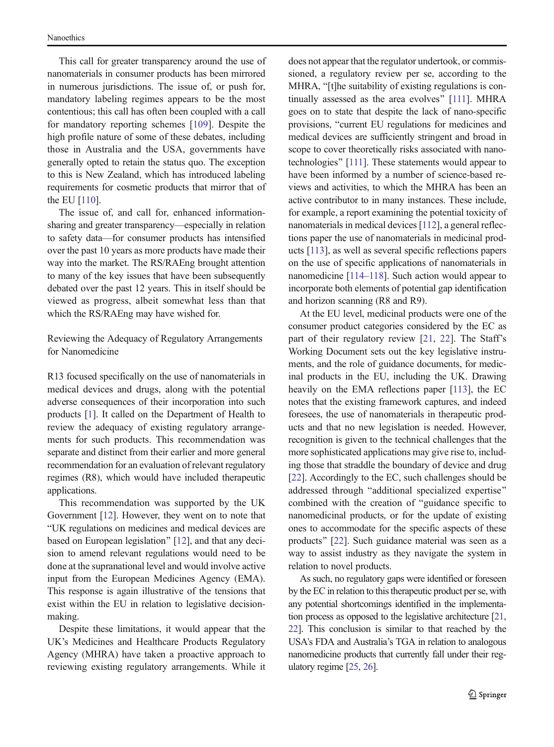This call for greater transparency around the use of nanomaterials in consumer products has been mirrored in numerous jurisdictions. The issue of, or push for, mandatory labeling regimes appears to be the most contentious; this call has often been coupled with a call for mandatory reporting schemes [109]. Despite the high profile nature of some of these debates, including those in Australia and the USA, governments have generally opted to retain the status quo. The exception to this is New Zealand, which has introduced labeling requirements for cosmetic products that mirror that of the EU [110].

The issue of, and call for, enhanced information-sharing and greater transparency—especially in relation to safety data—for consumer products has intensified over the past 10 years as more products have made their way into the market. The RS/RAEng brought attention to many of the key issues that have been subsequently debated over the past 12 years. This in itself should be viewed as progress, albeit somewhat less than that which the RS/RAEng may have wished for.

## Reviewing the Adequacy of Regulatory Arrangements for Nanomedicine

R13 focused specifically on the use of nanomaterials in medical devices and drugs, along with the potential adverse consequences of their incorporation into such products [1]. It called on the Department of Health to review the adequacy of existing regulatory arrangements for such products. This recommendation was separate and distinct from their earlier and more general recommendation for an evaluation of relevant regulatory regimes (R8), which would have included therapeutic applications.

This recommendation was supported by the UK Government [12]. However, they went on to note that "UK regulations on medicines and medical devices are based on European legislation" [12], and that any decision to amend relevant regulations would need to be done at the supranational level and would involve active input from the European Medicines Agency (EMA). This response is again illustrative of the tensions that exist within the EU in relation to legislative decision-making.

Despite these limitations, it would appear that the UK's Medicines and Healthcare Products Regulatory Agency (MHRA) have taken a proactive approach to reviewing existing regulatory arrangements. While it does not appear that the regulator undertook, or commissioned, a regulatory review per se, according to the MHRA, "[t]he suitability of existing regulations is continually assessed as the area evolves" [111]. MHRA goes on to state that despite the lack of nano-specific provisions, "current EU regulations for medicines and medical devices are sufficiently stringent and broad in scope to cover theoretically risks associated with nanotechnologies" [111]. These statements would appear to have been informed by a number of science-based reviews and activities, to which the MHRA has been an active contributor to in many instances. These include, for example, a report examining the potential toxicity of nanomaterials in medical devices [112], a general reflections paper the use of nanomaterials in medicinal products [113], as well as several specific reflections papers on the use of specific applications of nanomaterials in nanomedicine [114–118]. Such action would appear to incorporate both elements of potential gap identification and horizon scanning (R8 and R9).

At the EU level, medicinal products were one of the consumer product categories considered by the EC as part of their regulatory review [21, 22]. The Staff's Working Document sets out the key legislative instruments, and the role of guidance documents, for medicinal products in the EU, including the UK. Drawing heavily on the EMA reflections paper [113], the EC notes that the existing framework captures, and indeed foresees, the use of nanomaterials in therapeutic products and that no new legislation is needed. However, recognition is given to the technical challenges that the more sophisticated applications may give rise to, including those that straddle the boundary of device and drug [22]. Accordingly to the EC, such challenges should be addressed through "additional specialized expertise" combined with the creation of "guidance specific to nanomedicinal products, or for the update of existing ones to accommodate for the specific aspects of these products" [22]. Such guidance material was seen as a way to assist industry as they navigate the system in relation to novel products.

As such, no regulatory gaps were identified or foreseen by the EC in relation to this therapeutic product per se, with any potential shortcomings identified in the implementation process as opposed to the legislative architecture [21, 22]. This conclusion is similar to that reached by the USA's FDA and Australia's TGA in relation to analogous nanomedicine products that currently fall under their regulatory regime [25, 26].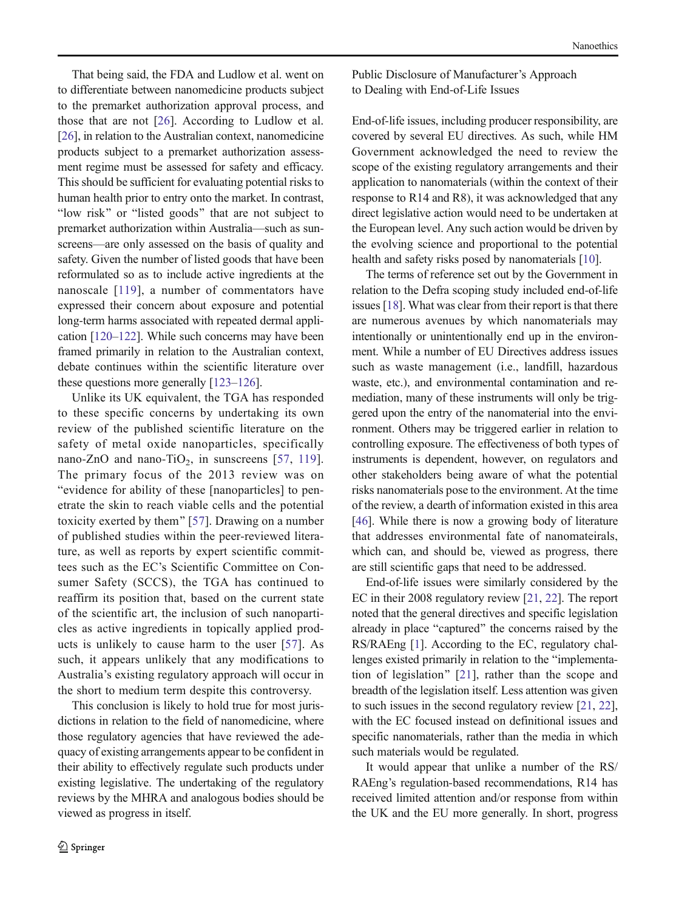That being said, the FDA and Ludlow et al. went on to differentiate between nanomedicine products subject to the premarket authorization approval process, and those that are not [26]. According to Ludlow et al. [26], in relation to the Australian context, nanomedicine products subject to a premarket authorization assessment regime must be assessed for safety and efficacy. This should be sufficient for evaluating potential risks to human health prior to entry onto the market. In contrast, "low risk" or "listed goods" that are not subject to premarket authorization within Australia—such as sunscreens—are only assessed on the basis of quality and safety. Given the number of listed goods that have been reformulated so as to include active ingredients at the nanoscale [119], a number of commentators have expressed their concern about exposure and potential long-term harms associated with repeated dermal application [120–122]. While such concerns may have been framed primarily in relation to the Australian context, debate continues within the scientific literature over these questions more generally [123–126].

Unlike its UK equivalent, the TGA has responded to these specific concerns by undertaking its own review of the published scientific literature on the safety of metal oxide nanoparticles, specifically nano-ZnO and nano-$TiO_2$, in sunscreens [57, 119]. The primary focus of the 2013 review was on "evidence for ability of these [nanoparticles] to penetrate the skin to reach viable cells and the potential toxicity exerted by them" [57]. Drawing on a number of published studies within the peer-reviewed literature, as well as reports by expert scientific committees such as the EC's Scientific Committee on Consumer Safety (SCCS), the TGA has continued to reaffirm its position that, based on the current state of the scientific art, the inclusion of such nanoparticles as active ingredients in topically applied products is unlikely to cause harm to the user [57]. As such, it appears unlikely that any modifications to Australia's existing regulatory approach will occur in the short to medium term despite this controversy.

This conclusion is likely to hold true for most jurisdictions in relation to the field of nanomedicine, where those regulatory agencies that have reviewed the adequacy of existing arrangements appear to be confident in their ability to effectively regulate such products under existing legislative. The undertaking of the regulatory reviews by the MHRA and analogous bodies should be viewed as progress in itself.

Public Disclosure of Manufacturer's Approach to Dealing with End-of-Life Issues

End-of-life issues, including producer responsibility, are covered by several EU directives. As such, while HM Government acknowledged the need to review the scope of the existing regulatory arrangements and their application to nanomaterials (within the context of their response to R14 and R8), it was acknowledged that any direct legislative action would need to be undertaken at the European level. Any such action would be driven by the evolving science and proportional to the potential health and safety risks posed by nanomaterials [10].

The terms of reference set out by the Government in relation to the Defra scoping study included end-of-life issues [18]. What was clear from their report is that there are numerous avenues by which nanomaterials may intentionally or unintentionally end up in the environment. While a number of EU Directives address issues such as waste management (i.e., landfill, hazardous waste, etc.), and environmental contamination and remediation, many of these instruments will only be triggered upon the entry of the nanomaterial into the environment. Others may be triggered earlier in relation to controlling exposure. The effectiveness of both types of instruments is dependent, however, on regulators and other stakeholders being aware of what the potential risks nanomaterials pose to the environment. At the time of the review, a dearth of information existed in this area [46]. While there is now a growing body of literature that addresses environmental fate of nanomateirals, which can, and should be, viewed as progress, there are still scientific gaps that need to be addressed.

End-of-life issues were similarly considered by the EC in their 2008 regulatory review [21, 22]. The report noted that the general directives and specific legislation already in place "captured" the concerns raised by the RS/RAEng [1]. According to the EC, regulatory challenges existed primarily in relation to the "implementation of legislation" [21], rather than the scope and breadth of the legislation itself. Less attention was given to such issues in the second regulatory review [21, 22], with the EC focused instead on definitional issues and specific nanomaterials, rather than the media in which such materials would be regulated.

It would appear that unlike a number of the RS/RAEng's regulation-based recommendations, R14 has received limited attention and/or response from within the UK and the EU more generally. In short, progress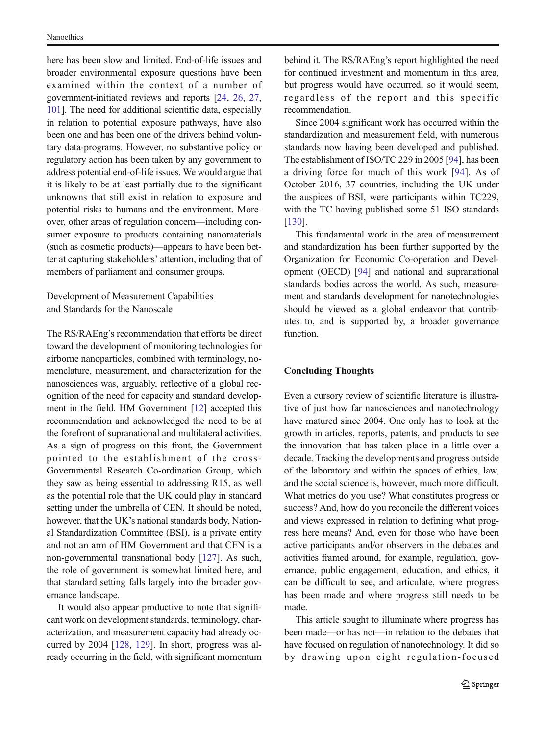here has been slow and limited. End-of-life issues and broader environmental exposure questions have been examined within the context of a number of government-initiated reviews and reports [24, 26, 27, 101]. The need for additional scientific data, especially in relation to potential exposure pathways, have also been one and has been one of the drivers behind voluntary data-programs. However, no substantive policy or regulatory action has been taken by any government to address potential end-of-life issues. We would argue that it is likely to be at least partially due to the significant unknowns that still exist in relation to exposure and potential risks to humans and the environment. Moreover, other areas of regulation concern—including consumer exposure to products containing nanomaterials (such as cosmetic products)—appears to have been better at capturing stakeholders' attention, including that of members of parliament and consumer groups.

Development of Measurement Capabilities and Standards for the Nanoscale

The RS/RAEng's recommendation that efforts be direct toward the development of monitoring technologies for airborne nanoparticles, combined with terminology, nomenclature, measurement, and characterization for the nanosciences was, arguably, reflective of a global recognition of the need for capacity and standard development in the field. HM Government [12] accepted this recommendation and acknowledged the need to be at the forefront of supranational and multilateral activities. As a sign of progress on this front, the Government pointed to the establishment of the cross-Governmental Research Co-ordination Group, which they saw as being essential to addressing R15, as well as the potential role that the UK could play in standard setting under the umbrella of CEN. It should be noted, however, that the UK's national standards body, National Standardization Committee (BSI), is a private entity and not an arm of HM Government and that CEN is a non-governmental transnational body [127]. As such, the role of government is somewhat limited here, and that standard setting falls largely into the broader governance landscape.

It would also appear productive to note that significant work on development standards, terminology, characterization, and measurement capacity had already occurred by 2004 [128, 129]. In short, progress was already occurring in the field, with significant momentum behind it. The RS/RAEng's report highlighted the need for continued investment and momentum in this area, but progress would have occurred, so it would seem, regardless of the report and this specific recommendation.

Since 2004 significant work has occurred within the standardization and measurement field, with numerous standards now having been developed and published. The establishment of ISO/TC 229 in 2005 [94], has been a driving force for much of this work [94]. As of October 2016, 37 countries, including the UK under the auspices of BSI, were participants within TC229, with the TC having published some 51 ISO standards [130].

This fundamental work in the area of measurement and standardization has been further supported by the Organization for Economic Co-operation and Development (OECD) [94] and national and supranational standards bodies across the world. As such, measurement and standards development for nanotechnologies should be viewed as a global endeavor that contributes to, and is supported by, a broader governance function.

## Concluding Thoughts

Even a cursory review of scientific literature is illustrative of just how far nanosciences and nanotechnology have matured since 2004. One only has to look at the growth in articles, reports, patents, and products to see the innovation that has taken place in a little over a decade. Tracking the developments and progress outside of the laboratory and within the spaces of ethics, law, and the social science is, however, much more difficult. What metrics do you use? What constitutes progress or success? And, how do you reconcile the different voices and views expressed in relation to defining what progress here means? And, even for those who have been active participants and/or observers in the debates and activities framed around, for example, regulation, governance, public engagement, education, and ethics, it can be difficult to see, and articulate, where progress has been made and where progress still needs to be made.

This article sought to illuminate where progress has been made—or has not—in relation to the debates that have focused on regulation of nanotechnology. It did so by drawing upon eight regulation-focused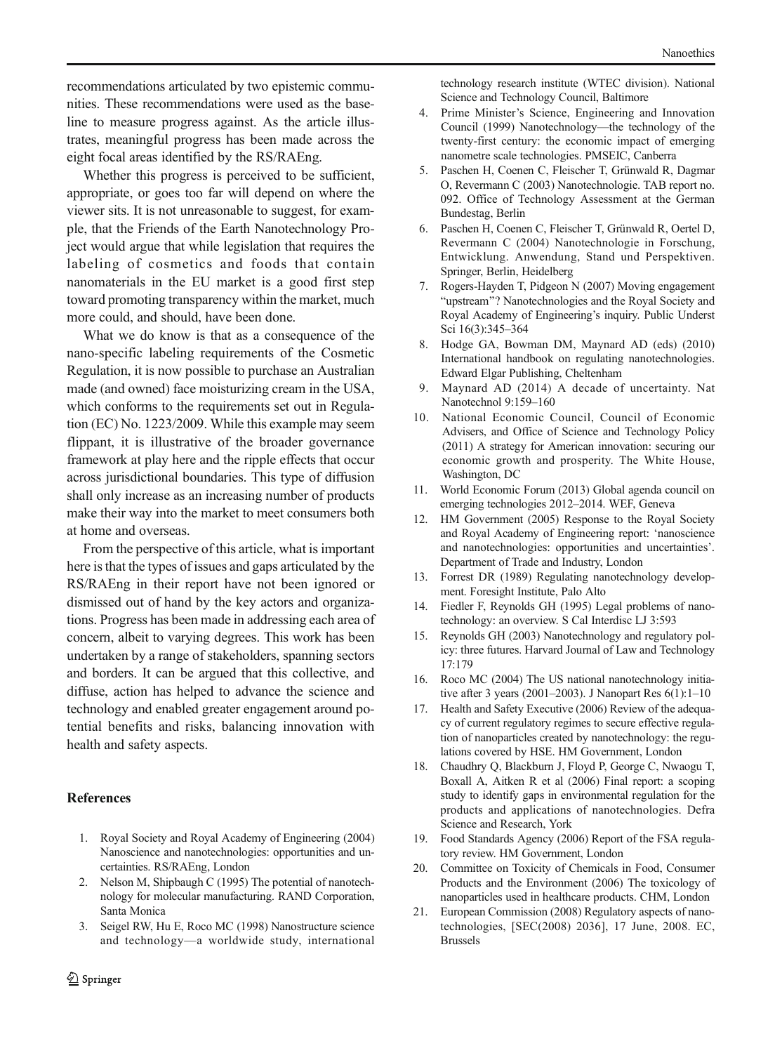recommendations articulated by two epistemic communities. These recommendations were used as the baseline to measure progress against. As the article illustrates, meaningful progress has been made across the eight focal areas identified by the RS/RAEng.

Whether this progress is perceived to be sufficient, appropriate, or goes too far will depend on where the viewer sits. It is not unreasonable to suggest, for example, that the Friends of the Earth Nanotechnology Project would argue that while legislation that requires the labeling of cosmetics and foods that contain nanomaterials in the EU market is a good first step toward promoting transparency within the market, much more could, and should, have been done.

What we do know is that as a consequence of the nano-specific labeling requirements of the Cosmetic Regulation, it is now possible to purchase an Australian made (and owned) face moisturizing cream in the USA, which conforms to the requirements set out in Regulation (EC) No. 1223/2009. While this example may seem flippant, it is illustrative of the broader governance framework at play here and the ripple effects that occur across jurisdictional boundaries. This type of diffusion shall only increase as an increasing number of products make their way into the market to meet consumers both at home and overseas.

From the perspective of this article, what is important here is that the types of issues and gaps articulated by the RS/RAEng in their report have not been ignored or dismissed out of hand by the key actors and organizations. Progress has been made in addressing each area of concern, albeit to varying degrees. This work has been undertaken by a range of stakeholders, spanning sectors and borders. It can be argued that this collective, and diffuse, action has helped to advance the science and technology and enabled greater engagement around potential benefits and risks, balancing innovation with health and safety aspects.

## References

1. Royal Society and Royal Academy of Engineering (2004) Nanoscience and nanotechnologies: opportunities and uncertainties. RS/RAEng, London
2. Nelson M, Shipbaugh C (1995) The potential of nanotechnology for molecular manufacturing. RAND Corporation, Santa Monica
3. Seigel RW, Hu E, Roco MC (1998) Nanostructure science and technology—a worldwide study, international technology research institute (WTEC division). National Science and Technology Council, Baltimore
4. Prime Minister's Science, Engineering and Innovation Council (1999) Nanotechnology—the technology of the twenty-first century: the economic impact of emerging nanometre scale technologies. PMSEIC, Canberra
5. Paschen H, Coenen C, Fleischer T, Grünwald R, Dagmar O, Revermann C (2003) Nanotechnologie. TAB report no. 092. Office of Technology Assessment at the German Bundestag, Berlin
6. Paschen H, Coenen C, Fleischer T, Grünwald R, Oertel D, Revermann C (2004) Nanotechnologie in Forschung, Entwicklung. Anwendung, Stand und Perspektiven. Springer, Berlin, Heidelberg
7. Rogers-Hayden T, Pidgeon N (2007) Moving engagement "upstream"? Nanotechnologies and the Royal Society and Royal Academy of Engineering's inquiry. Public Underst Sci 16(3):345–364
8. Hodge GA, Bowman DM, Maynard AD (eds) (2010) International handbook on regulating nanotechnologies. Edward Elgar Publishing, Cheltenham
9. Maynard AD (2014) A decade of uncertainty. Nat Nanotechnol 9:159–160
10. National Economic Council, Council of Economic Advisers, and Office of Science and Technology Policy (2011) A strategy for American innovation: securing our economic growth and prosperity. The White House, Washington, DC
11. World Economic Forum (2013) Global agenda council on emerging technologies 2012–2014. WEF, Geneva
12. HM Government (2005) Response to the Royal Society and Royal Academy of Engineering report: 'nanoscience and nanotechnologies: opportunities and uncertainties'. Department of Trade and Industry, London
13. Forrest DR (1989) Regulating nanotechnology development. Foresight Institute, Palo Alto
14. Fiedler F, Reynolds GH (1995) Legal problems of nanotechnology: an overview. S Cal Interdisc LJ 3:593
15. Reynolds GH (2003) Nanotechnology and regulatory policy: three futures. Harvard Journal of Law and Technology 17:179
16. Roco MC (2004) The US national nanotechnology initiative after 3 years (2001–2003). J Nanopart Res 6(1):1–10
17. Health and Safety Executive (2006) Review of the adequacy of current regulatory regimes to secure effective regulation of nanoparticles created by nanotechnology: the regulations covered by HSE. HM Government, London
18. Chaudhry Q, Blackburn J, Floyd P, George C, Nwaogu T, Boxall A, Aitken R et al (2006) Final report: a scoping study to identify gaps in environmental regulation for the products and applications of nanotechnologies. Defra Science and Research, York
19. Food Standards Agency (2006) Report of the FSA regulatory review. HM Government, London
20. Committee on Toxicity of Chemicals in Food, Consumer Products and the Environment (2006) The toxicology of nanoparticles used in healthcare products. CHM, London
21. European Commission (2008) Regulatory aspects of nanotechnologies, [SEC(2008) 2036], 17 June, 2008. EC, Brussels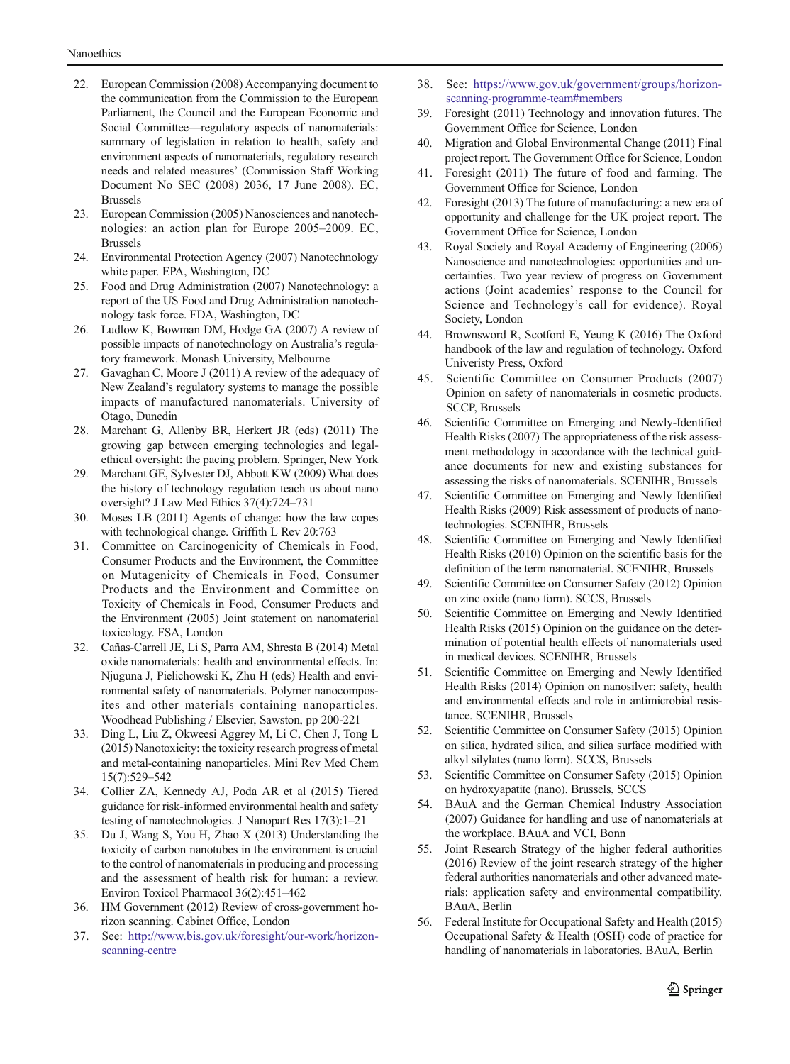22. European Commission (2008) Accompanying document to the communication from the Commission to the European Parliament, the Council and the European Economic and Social Committee—regulatory aspects of nanomaterials: summary of legislation in relation to health, safety and environment aspects of nanomaterials, regulatory research needs and related measures' (Commission Staff Working Document No SEC (2008) 2036, 17 June 2008). EC, Brussels
23. European Commission (2005) Nanosciences and nanotechnologies: an action plan for Europe 2005–2009. EC, Brussels
24. Environmental Protection Agency (2007) Nanotechnology white paper. EPA, Washington, DC
25. Food and Drug Administration (2007) Nanotechnology: a report of the US Food and Drug Administration nanotechnology task force. FDA, Washington, DC
26. Ludlow K, Bowman DM, Hodge GA (2007) A review of possible impacts of nanotechnology on Australia's regulatory framework. Monash University, Melbourne
27. Gavaghan C, Moore J (2011) A review of the adequacy of New Zealand's regulatory systems to manage the possible impacts of manufactured nanomaterials. University of Otago, Dunedin
28. Marchant G, Allenby BR, Herkert JR (eds) (2011) The growing gap between emerging technologies and legal-ethical oversight: the pacing problem. Springer, New York
29. Marchant GE, Sylvester DJ, Abbott KW (2009) What does the history of technology regulation teach us about nano oversight? J Law Med Ethics 37(4):724–731
30. Moses LB (2011) Agents of change: how the law copes with technological change. Griffith L Rev 20:763
31. Committee on Carcinogenicity of Chemicals in Food, Consumer Products and the Environment, the Committee on Mutagenicity of Chemicals in Food, Consumer Products and the Environment and Committee on Toxicity of Chemicals in Food, Consumer Products and the Environment (2005) Joint statement on nanomaterial toxicology. FSA, London
32. Cañas-Carrell JE, Li S, Parra AM, Shresta B (2014) Metal oxide nanomaterials: health and environmental effects. In: Njuguna J, Pielichowski K, Zhu H (eds) Health and environmental safety of nanomaterials. Polymer nanocomposites and other materials containing nanoparticles. Woodhead Publishing / Elsevier, Sawston, pp 200-221
33. Ding L, Liu Z, Okweesi Aggrey M, Li C, Chen J, Tong L (2015) Nanotoxicity: the toxicity research progress of metal and metal-containing nanoparticles. Mini Rev Med Chem 15(7):529–542
34. Collier ZA, Kennedy AJ, Poda AR et al (2015) Tiered guidance for risk-informed environmental health and safety testing of nanotechnologies. J Nanopart Res 17(3):1–21
35. Du J, Wang S, You H, Zhao X (2013) Understanding the toxicity of carbon nanotubes in the environment is crucial to the control of nanomaterials in producing and processing and the assessment of health risk for human: a review. Environ Toxicol Pharmacol 36(2):451–462
36. HM Government (2012) Review of cross-government horizon scanning. Cabinet Office, London
37. See: http://www.bis.gov.uk/foresight/our-work/horizon-scanning-centre
38. See: https://www.gov.uk/government/groups/horizon-scanning-programme-team#members
39. Foresight (2011) Technology and innovation futures. The Government Office for Science, London
40. Migration and Global Environmental Change (2011) Final project report. The Government Office for Science, London
41. Foresight (2011) The future of food and farming. The Government Office for Science, London
42. Foresight (2013) The future of manufacturing: a new era of opportunity and challenge for the UK project report. The Government Office for Science, London
43. Royal Society and Royal Academy of Engineering (2006) Nanoscience and nanotechnologies: opportunities and uncertainties. Two year review of progress on Government actions (Joint academies' response to the Council for Science and Technology's call for evidence). Royal Society, London
44. Brownsword R, Scotford E, Yeung K (2016) The Oxford handbook of the law and regulation of technology. Oxford Univeristy Press, Oxford
45. Scientific Committee on Consumer Products (2007) Opinion on safety of nanomaterials in cosmetic products. SCCP, Brussels
46. Scientific Committee on Emerging and Newly-Identified Health Risks (2007) The appropriateness of the risk assessment methodology in accordance with the technical guidance documents for new and existing substances for assessing the risks of nanomaterials. SCENIHR, Brussels
47. Scientific Committee on Emerging and Newly Identified Health Risks (2009) Risk assessment of products of nanotechnologies. SCENIHR, Brussels
48. Scientific Committee on Emerging and Newly Identified Health Risks (2010) Opinion on the scientific basis for the definition of the term nanomaterial. SCENIHR, Brussels
49. Scientific Committee on Consumer Safety (2012) Opinion on zinc oxide (nano form). SCCS, Brussels
50. Scientific Committee on Emerging and Newly Identified Health Risks (2015) Opinion on the guidance on the determination of potential health effects of nanomaterials used in medical devices. SCENIHR, Brussels
51. Scientific Committee on Emerging and Newly Identified Health Risks (2014) Opinion on nanosilver: safety, health and environmental effects and role in antimicrobial resistance. SCENIHR, Brussels
52. Scientific Committee on Consumer Safety (2015) Opinion on silica, hydrated silica, and silica surface modified with alkyl silylates (nano form). SCCS, Brussels
53. Scientific Committee on Consumer Safety (2015) Opinion on hydroxyapatite (nano). Brussels, SCCS
54. BAuA and the German Chemical Industry Association (2007) Guidance for handling and use of nanomaterials at the workplace. BAuA and VCI, Bonn
55. Joint Research Strategy of the higher federal authorities (2016) Review of the joint research strategy of the higher federal authorities nanomaterials and other advanced materials: application safety and environmental compatibility. BAuA, Berlin
56. Federal Institute for Occupational Safety and Health (2015) Occupational Safety & Health (OSH) code of practice for handling of nanomaterials in laboratories. BAuA, Berlin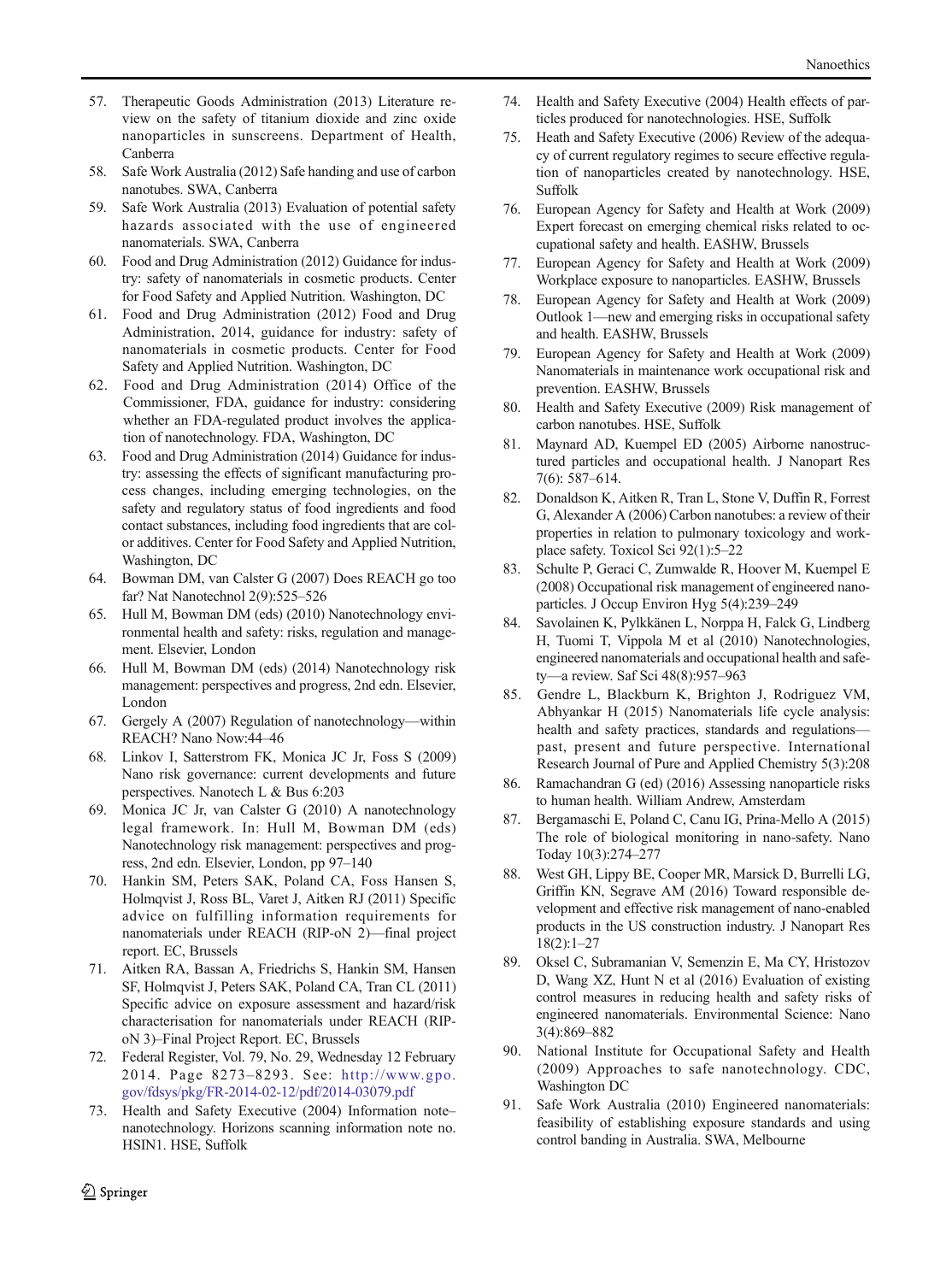57. Therapeutic Goods Administration (2013) Literature review on the safety of titanium dioxide and zinc oxide nanoparticles in sunscreens. Department of Health, Canberra
58. Safe Work Australia (2012) Safe handing and use of carbon nanotubes. SWA, Canberra
59. Safe Work Australia (2013) Evaluation of potential safety hazards associated with the use of engineered nanomaterials. SWA, Canberra
60. Food and Drug Administration (2012) Guidance for industry: safety of nanomaterials in cosmetic products. Center for Food Safety and Applied Nutrition. Washington, DC
61. Food and Drug Administration (2012) Food and Drug Administration, 2014, guidance for industry: safety of nanomaterials in cosmetic products. Center for Food Safety and Applied Nutrition. Washington, DC
62. Food and Drug Administration (2014) Office of the Commissioner, FDA, guidance for industry: considering whether an FDA-regulated product involves the application of nanotechnology. FDA, Washington, DC
63. Food and Drug Administration (2014) Guidance for industry: assessing the effects of significant manufacturing process changes, including emerging technologies, on the safety and regulatory status of food ingredients and food contact substances, including food ingredients that are color additives. Center for Food Safety and Applied Nutrition, Washington, DC
64. Bowman DM, van Calster G (2007) Does REACH go too far? Nat Nanotechnol 2(9):525–526
65. Hull M, Bowman DM (eds) (2010) Nanotechnology environmental health and safety: risks, regulation and management. Elsevier, London
66. Hull M, Bowman DM (eds) (2014) Nanotechnology risk management: perspectives and progress, 2nd edn. Elsevier, London
67. Gergely A (2007) Regulation of nanotechnology—within REACH? Nano Now:44–46
68. Linkov I, Satterstrom FK, Monica JC Jr, Foss S (2009) Nano risk governance: current developments and future perspectives. Nanotech L & Bus 6:203
69. Monica JC Jr, van Calster G (2010) A nanotechnology legal framework. In: Hull M, Bowman DM (eds) Nanotechnology risk management: perspectives and progress, 2nd edn. Elsevier, London, pp 97–140
70. Hankin SM, Peters SAK, Poland CA, Foss Hansen S, Holmqvist J, Ross BL, Varet J, Aitken RJ (2011) Specific advice on fulfilling information requirements for nanomaterials under REACH (RIP-oN 2)—final project report. EC, Brussels
71. Aitken RA, Bassan A, Friedrichs S, Hankin SM, Hansen SF, Holmqvist J, Peters SAK, Poland CA, Tran CL (2011) Specific advice on exposure assessment and hazard/risk characterisation for nanomaterials under REACH (RIP-oN 3)–Final Project Report. EC, Brussels
72. Federal Register, Vol. 79, No. 29, Wednesday 12 February 2014. Page 8273–8293. See: http://www.gpo.gov/fdsys/pkg/FR-2014-02-12/pdf/2014-03079.pdf
73. Health and Safety Executive (2004) Information note–nanotechnology. Horizons scanning information note no. HSIN1. HSE, Suffolk
74. Health and Safety Executive (2004) Health effects of particles produced for nanotechnologies. HSE, Suffolk
75. Heath and Safety Executive (2006) Review of the adequacy of current regulatory regimes to secure effective regulation of nanoparticles created by nanotechnology. HSE, Suffolk
76. European Agency for Safety and Health at Work (2009) Expert forecast on emerging chemical risks related to occupational safety and health. EASHW, Brussels
77. European Agency for Safety and Health at Work (2009) Workplace exposure to nanoparticles. EASHW, Brussels
78. European Agency for Safety and Health at Work (2009) Outlook 1—new and emerging risks in occupational safety and health. EASHW, Brussels
79. European Agency for Safety and Health at Work (2009) Nanomaterials in maintenance work occupational risk and prevention. EASHW, Brussels
80. Health and Safety Executive (2009) Risk management of carbon nanotubes. HSE, Suffolk
81. Maynard AD, Kuempel ED (2005) Airborne nanostructured particles and occupational health. J Nanopart Res 7(6): 587–614.
82. Donaldson K, Aitken R, Tran L, Stone V, Duffin R, Forrest G, Alexander A (2006) Carbon nanotubes: a review of their properties in relation to pulmonary toxicology and workplace safety. Toxicol Sci 92(1):5–22
83. Schulte P, Geraci C, Zumwalde R, Hoover M, Kuempel E (2008) Occupational risk management of engineered nanoparticles. J Occup Environ Hyg 5(4):239–249
84. Savolainen K, Pylkkänen L, Norppa H, Falck G, Lindberg H, Tuomi T, Vippola M et al (2010) Nanotechnologies, engineered nanomaterials and occupational health and safety—a review. Saf Sci 48(8):957–963
85. Gendre L, Blackburn K, Brighton J, Rodriguez VM, Abhyankar H (2015) Nanomaterials life cycle analysis: health and safety practices, standards and regulations—past, present and future perspective. International Research Journal of Pure and Applied Chemistry 5(3):208
86. Ramachandran G (ed) (2016) Assessing nanoparticle risks to human health. William Andrew, Amsterdam
87. Bergamaschi E, Poland C, Canu IG, Prina-Mello A (2015) The role of biological monitoring in nano-safety. Nano Today 10(3):274–277
88. West GH, Lippy BE, Cooper MR, Marsick D, Burrelli LG, Griffin KN, Segrave AM (2016) Toward responsible development and effective risk management of nano-enabled products in the US construction industry. J Nanopart Res 18(2):1–27
89. Oksel C, Subramanian V, Semenzin E, Ma CY, Hristozov D, Wang XZ, Hunt N et al (2016) Evaluation of existing control measures in reducing health and safety risks of engineered nanomaterials. Environmental Science: Nano 3(4):869–882
90. National Institute for Occupational Safety and Health (2009) Approaches to safe nanotechnology. CDC, Washington DC
91. Safe Work Australia (2010) Engineered nanomaterials: feasibility of establishing exposure standards and using control banding in Australia. SWA, Melbourne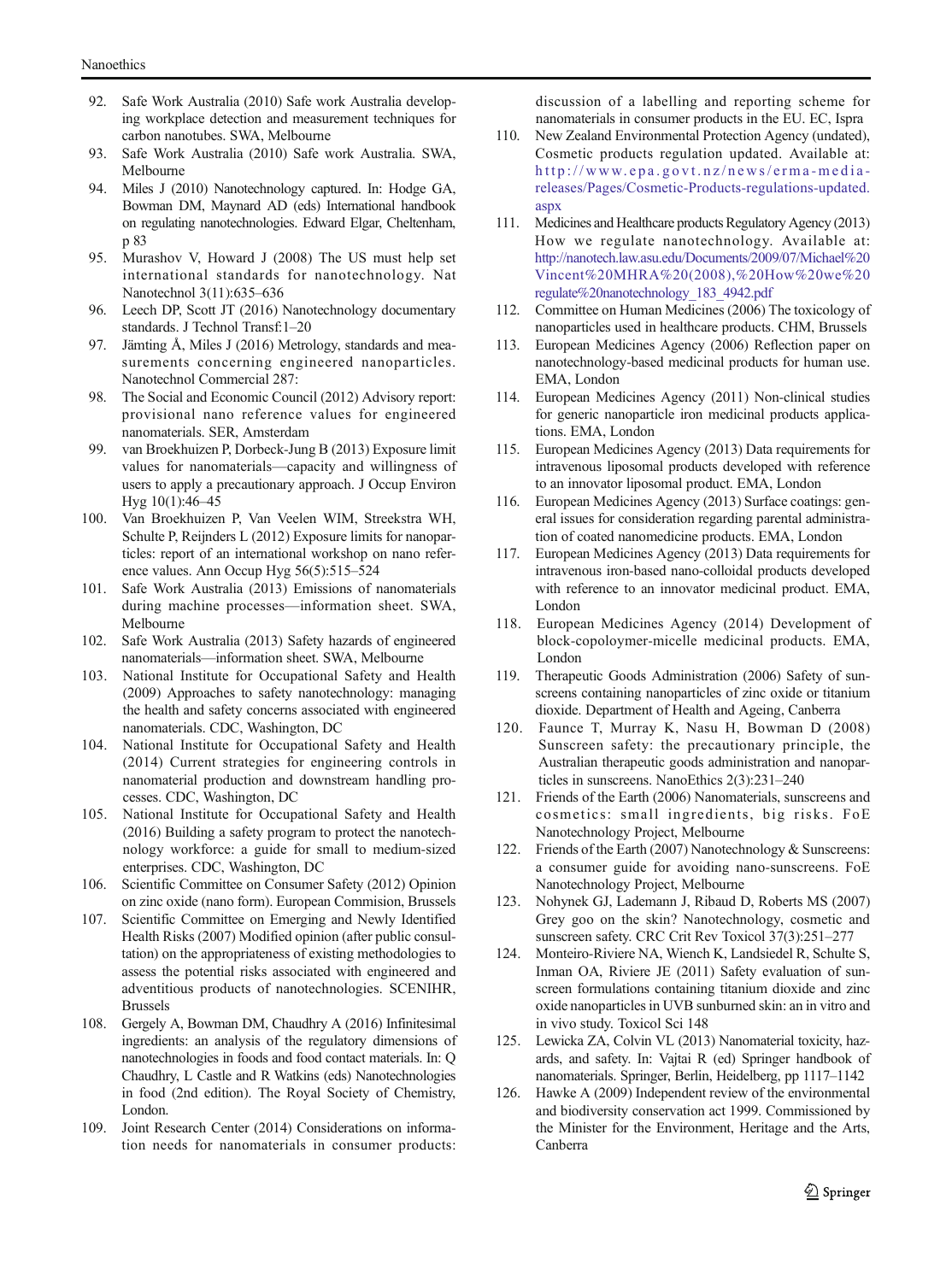92. Safe Work Australia (2010) Safe work Australia developing workplace detection and measurement techniques for carbon nanotubes. SWA, Melbourne
93. Safe Work Australia (2010) Safe work Australia. SWA, Melbourne
94. Miles J (2010) Nanotechnology captured. In: Hodge GA, Bowman DM, Maynard AD (eds) International handbook on regulating nanotechnologies. Edward Elgar, Cheltenham, p 83
95. Murashov V, Howard J (2008) The US must help set international standards for nanotechnology. Nat Nanotechnol 3(11):635–636
96. Leech DP, Scott JT (2016) Nanotechnology documentary standards. J Technol Transf:1–20
97. Jämting Å, Miles J (2016) Metrology, standards and measurements concerning engineered nanoparticles. Nanotechnol Commercial 287:
98. The Social and Economic Council (2012) Advisory report: provisional nano reference values for engineered nanomaterials. SER, Amsterdam
99. van Broekhuizen P, Dorbeck-Jung B (2013) Exposure limit values for nanomaterials—capacity and willingness of users to apply a precautionary approach. J Occup Environ Hyg 10(1):46–45
100. Van Broekhuizen P, Van Veelen WIM, Streekstra WH, Schulte P, Reijnders L (2012) Exposure limits for nanoparticles: report of an international workshop on nano reference values. Ann Occup Hyg 56(5):515–524
101. Safe Work Australia (2013) Emissions of nanomaterials during machine processes—information sheet. SWA, Melbourne
102. Safe Work Australia (2013) Safety hazards of engineered nanomaterials—information sheet. SWA, Melbourne
103. National Institute for Occupational Safety and Health (2009) Approaches to safety nanotechnology: managing the health and safety concerns associated with engineered nanomaterials. CDC, Washington, DC
104. National Institute for Occupational Safety and Health (2014) Current strategies for engineering controls in nanomaterial production and downstream handling processes. CDC, Washington, DC
105. National Institute for Occupational Safety and Health (2016) Building a safety program to protect the nanotechnology workforce: a guide for small to medium-sized enterprises. CDC, Washington, DC
106. Scientific Committee on Consumer Safety (2012) Opinion on zinc oxide (nano form). European Commision, Brussels
107. Scientific Committee on Emerging and Newly Identified Health Risks (2007) Modified opinion (after public consultation) on the appropriateness of existing methodologies to assess the potential risks associated with engineered and adventitious products of nanotechnologies. SCENIHR, Brussels
108. Gergely A, Bowman DM, Chaudhry A (2016) Infinitesimal ingredients: an analysis of the regulatory dimensions of nanotechnologies in foods and food contact materials. In: Q Chaudhry, L Castle and R Watkins (eds) Nanotechnologies in food (2nd edition). The Royal Society of Chemistry, London.
109. Joint Research Center (2014) Considerations on information needs for nanomaterials in consumer products: discussion of a labelling and reporting scheme for nanomaterials in consumer products in the EU. EC, Ispra
110. New Zealand Environmental Protection Agency (undated), Cosmetic products regulation updated. Available at: http://www.epa.govt.nz/news/erma-media-releases/Pages/Cosmetic-Products-regulations-updated.aspx
111. Medicines and Healthcare products Regulatory Agency (2013) How we regulate nanotechnology. Available at: http://nanotech.law.asu.edu/Documents/2009/07/Michael%20Vincent%20MHRA%20(2008),%20How%20we%20regulate%20nanotechnology_183_4942.pdf
112. Committee on Human Medicines (2006) The toxicology of nanoparticles used in healthcare products. CHM, Brussels
113. European Medicines Agency (2006) Reflection paper on nanotechnology-based medicinal products for human use. EMA, London
114. European Medicines Agency (2011) Non-clinical studies for generic nanoparticle iron medicinal products applications. EMA, London
115. European Medicines Agency (2013) Data requirements for intravenous liposomal products developed with reference to an innovator liposomal product. EMA, London
116. European Medicines Agency (2013) Surface coatings: general issues for consideration regarding parental administration of coated nanomedicine products. EMA, London
117. European Medicines Agency (2013) Data requirements for intravenous iron-based nano-colloidal products developed with reference to an innovator medicinal product. EMA, London
118. European Medicines Agency (2014) Development of block-copoloymer-micelle medicinal products. EMA, London
119. Therapeutic Goods Administration (2006) Safety of sunscreens containing nanoparticles of zinc oxide or titanium dioxide. Department of Health and Ageing, Canberra
120. Faunce T, Murray K, Nasu H, Bowman D (2008) Sunscreen safety: the precautionary principle, the Australian therapeutic goods administration and nanoparticles in sunscreens. NanoEthics 2(3):231–240
121. Friends of the Earth (2006) Nanomaterials, sunscreens and cosmetics: small ingredients, big risks. FoE Nanotechnology Project, Melbourne
122. Friends of the Earth (2007) Nanotechnology & Sunscreens: a consumer guide for avoiding nano-sunscreens. FoE Nanotechnology Project, Melbourne
123. Nohynek GJ, Lademann J, Ribaud D, Roberts MS (2007) Grey goo on the skin? Nanotechnology, cosmetic and sunscreen safety. CRC Crit Rev Toxicol 37(3):251–277
124. Monteiro-Riviere NA, Wiench K, Landsiedel R, Schulte S, Inman OA, Riviere JE (2011) Safety evaluation of sunscreen formulations containing titanium dioxide and zinc oxide nanoparticles in UVB sunburned skin: an in vitro and in vivo study. Toxicol Sci 148
125. Lewicka ZA, Colvin VL (2013) Nanomaterial toxicity, hazards, and safety. In: Vajtai R (ed) Springer handbook of nanomaterials. Springer, Berlin, Heidelberg, pp 1117–1142
126. Hawke A (2009) Independent review of the environmental and biodiversity conservation act 1999. Commissioned by the Minister for the Environment, Heritage and the Arts, Canberra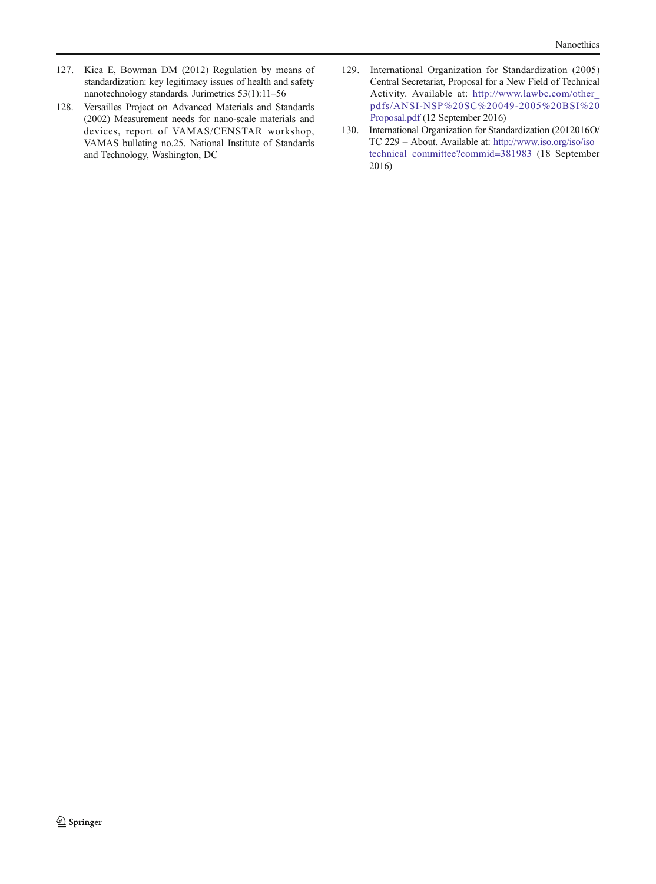127. Kica E, Bowman DM (2012) Regulation by means of standardization: key legitimacy issues of health and safety nanotechnology standards. Jurimetrics 53(1):11–56

128. Versailles Project on Advanced Materials and Standards (2002) Measurement needs for nano-scale materials and devices, report of VAMAS/CENSTAR workshop, VAMAS bulleting no.25. National Institute of Standards and Technology, Washington, DC

129. International Organization for Standardization (2005) Central Secretariat, Proposal for a New Field of Technical Activity. Available at: http://www.lawbc.com/other_pdfs/ANSI-NSP%20SC%20049-2005%20BSI%20Proposal.pdf (12 September 2016)

130. International Organization for Standardization (2012016O/TC 229 – About. Available at: http://www.iso.org/iso/iso_technical_committee?commid=381983 (18 September 2016)